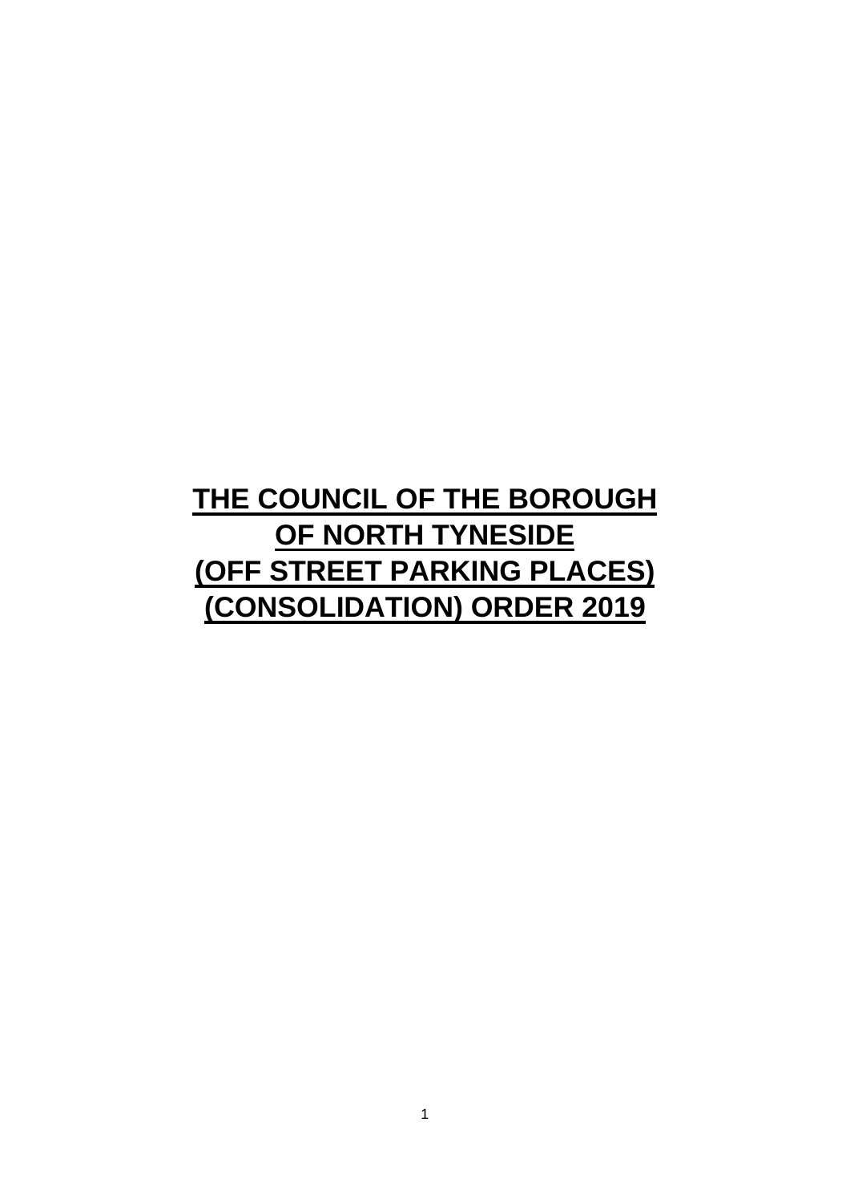# THE COUNCIL OF THE BOROUGH OF NORTH TYNESIDE (OFF STREET PARKING PLACES) (CONSOLIDATION) ORDER 2019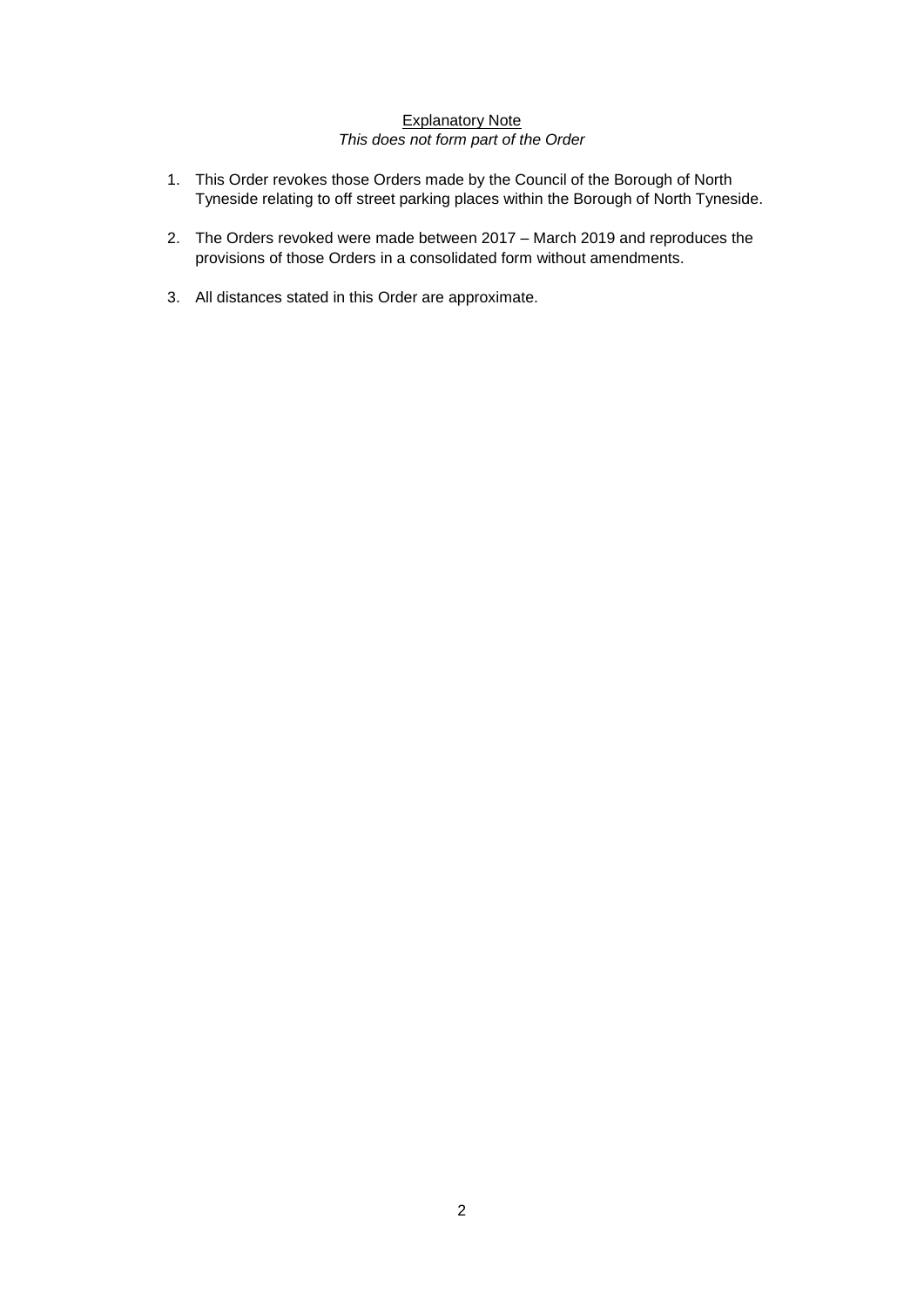## Explanatory Note

*This does not form part of the Order*

1. This Order revokes those Orders made by the Council of the Borough of North Tyneside relating to off street parking places within the Borough of North Tyneside.
2. The Orders revoked were made between 2017 – March 2019 and reproduces the provisions of those Orders in a consolidated form without amendments.
3. All distances stated in this Order are approximate.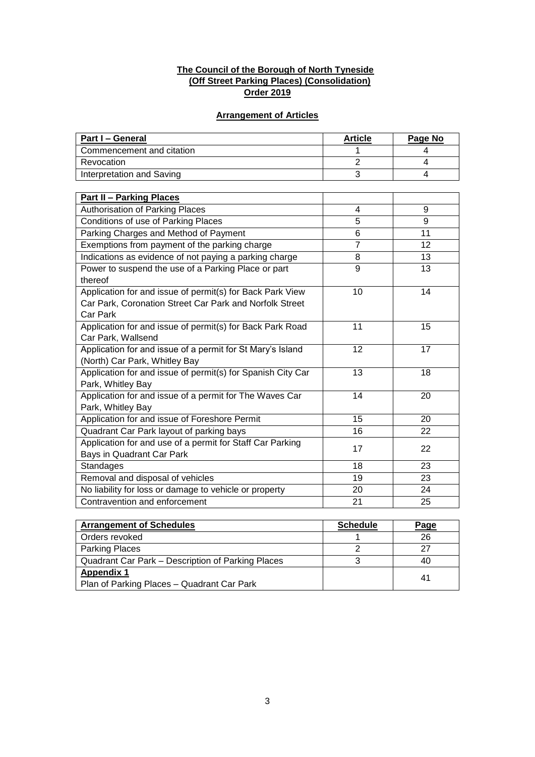**The Council of the Borough of North Tyneside**
**(Off Street Parking Places) (Consolidation)**
**Order 2019**

**Arrangement of Articles**

| **Part I – General** | **Article** | **Page No** |
|---|---|---|
| Commencement and citation | 1 | 4 |
| Revocation | 2 | 4 |
| Interpretation and Saving | 3 | 4 |

| **Part II – Parking Places** | | |
|---|---|---|
| Authorisation of Parking Places | 4 | 9 |
| Conditions of use of Parking Places | 5 | 9 |
| Parking Charges and Method of Payment | 6 | 11 |
| Exemptions from payment of the parking charge | 7 | 12 |
| Indications as evidence of not paying a parking charge | 8 | 13 |
| Power to suspend the use of a Parking Place or part thereof | 9 | 13 |
| Application for and issue of permit(s) for Back Park View Car Park, Coronation Street Car Park and Norfolk Street Car Park | 10 | 14 |
| Application for and issue of permit(s) for Back Park Road Car Park, Wallsend | 11 | 15 |
| Application for and issue of a permit for St Mary's Island (North) Car Park, Whitley Bay | 12 | 17 |
| Application for and issue of permit(s) for Spanish City Car Park, Whitley Bay | 13 | 18 |
| Application for and issue of a permit for The Waves Car Park, Whitley Bay | 14 | 20 |
| Application for and issue of Foreshore Permit | 15 | 20 |
| Quadrant Car Park layout of parking bays | 16 | 22 |
| Application for and use of a permit for Staff Car Parking Bays in Quadrant Car Park | 17 | 22 |
| Standages | 18 | 23 |
| Removal and disposal of vehicles | 19 | 23 |
| No liability for loss or damage to vehicle or property | 20 | 24 |
| Contravention and enforcement | 21 | 25 |

| **Arrangement of Schedules** | **Schedule** | **Page** |
|---|---|---|
| Orders revoked | 1 | 26 |
| Parking Places | 2 | 27 |
| Quadrant Car Park – Description of Parking Places | 3 | 40 |
| **Appendix 1** Plan of Parking Places – Quadrant Car Park | | 41 |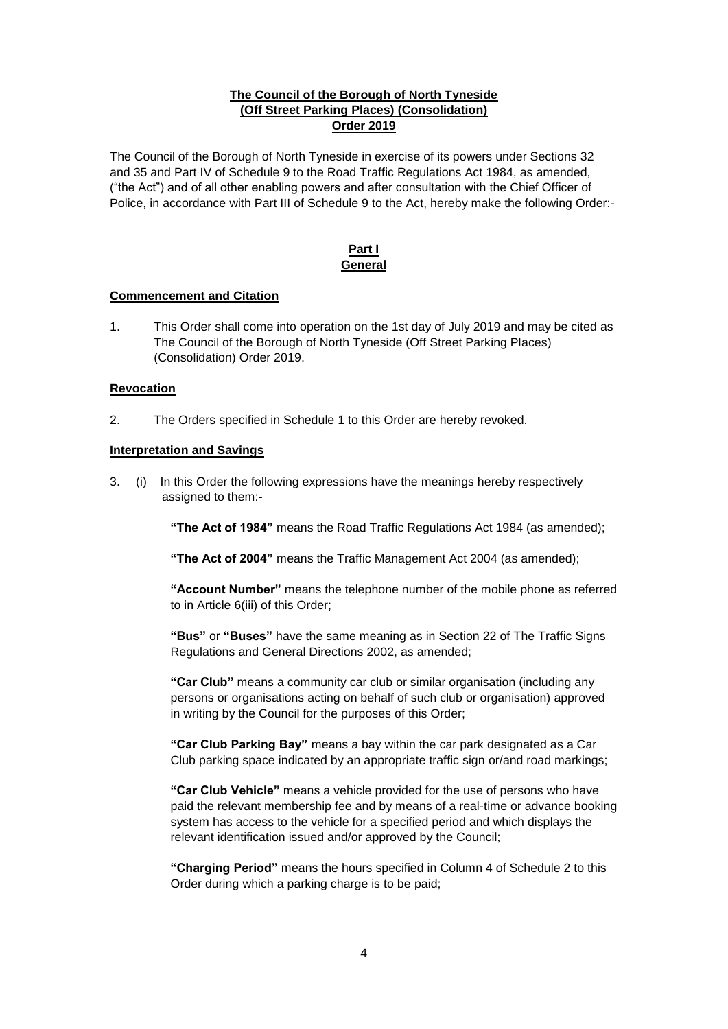**The Council of the Borough of North Tyneside**
**(Off Street Parking Places) (Consolidation)**
**Order 2019**

The Council of the Borough of North Tyneside in exercise of its powers under Sections 32 and 35 and Part IV of Schedule 9 to the Road Traffic Regulations Act 1984, as amended, ("the Act") and of all other enabling powers and after consultation with the Chief Officer of Police, in accordance with Part III of Schedule 9 to the Act, hereby make the following Order:-

## Part I
## General

### Commencement and Citation

1. This Order shall come into operation on the 1st day of July 2019 and may be cited as The Council of the Borough of North Tyneside (Off Street Parking Places) (Consolidation) Order 2019.

### Revocation

2. The Orders specified in Schedule 1 to this Order are hereby revoked.

### Interpretation and Savings

3. (i) In this Order the following expressions have the meanings hereby respectively assigned to them:-

**"The Act of 1984"** means the Road Traffic Regulations Act 1984 (as amended);

**"The Act of 2004"** means the Traffic Management Act 2004 (as amended);

**"Account Number"** means the telephone number of the mobile phone as referred to in Article 6(iii) of this Order;

**"Bus"** or **"Buses"** have the same meaning as in Section 22 of The Traffic Signs Regulations and General Directions 2002, as amended;

**"Car Club"** means a community car club or similar organisation (including any persons or organisations acting on behalf of such club or organisation) approved in writing by the Council for the purposes of this Order;

**"Car Club Parking Bay"** means a bay within the car park designated as a Car Club parking space indicated by an appropriate traffic sign or/and road markings;

**"Car Club Vehicle"** means a vehicle provided for the use of persons who have paid the relevant membership fee and by means of a real-time or advance booking system has access to the vehicle for a specified period and which displays the relevant identification issued and/or approved by the Council;

**"Charging Period"** means the hours specified in Column 4 of Schedule 2 to this Order during which a parking charge is to be paid;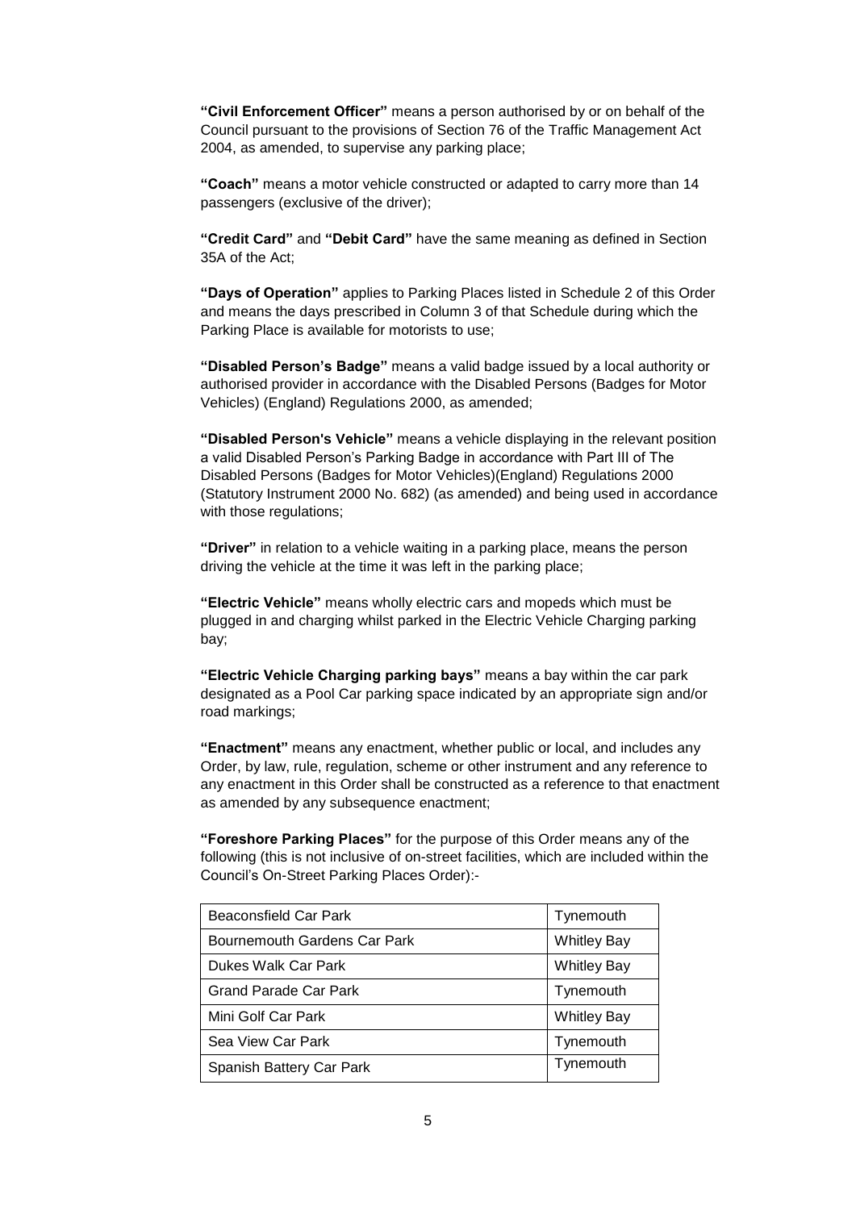**"Civil Enforcement Officer"** means a person authorised by or on behalf of the Council pursuant to the provisions of Section 76 of the Traffic Management Act 2004, as amended, to supervise any parking place;

**"Coach"** means a motor vehicle constructed or adapted to carry more than 14 passengers (exclusive of the driver);

**"Credit Card"** and **"Debit Card"** have the same meaning as defined in Section 35A of the Act;

**"Days of Operation"** applies to Parking Places listed in Schedule 2 of this Order and means the days prescribed in Column 3 of that Schedule during which the Parking Place is available for motorists to use;

**"Disabled Person's Badge"** means a valid badge issued by a local authority or authorised provider in accordance with the Disabled Persons (Badges for Motor Vehicles) (England) Regulations 2000, as amended;

**"Disabled Person's Vehicle"** means a vehicle displaying in the relevant position a valid Disabled Person's Parking Badge in accordance with Part III of The Disabled Persons (Badges for Motor Vehicles)(England) Regulations 2000 (Statutory Instrument 2000 No. 682) (as amended) and being used in accordance with those regulations;

**"Driver"** in relation to a vehicle waiting in a parking place, means the person driving the vehicle at the time it was left in the parking place;

**"Electric Vehicle"** means wholly electric cars and mopeds which must be plugged in and charging whilst parked in the Electric Vehicle Charging parking bay;

**"Electric Vehicle Charging parking bays"** means a bay within the car park designated as a Pool Car parking space indicated by an appropriate sign and/or road markings;

**"Enactment"** means any enactment, whether public or local, and includes any Order, by law, rule, regulation, scheme or other instrument and any reference to any enactment in this Order shall be constructed as a reference to that enactment as amended by any subsequence enactment;

**"Foreshore Parking Places"** for the purpose of this Order means any of the following (this is not inclusive of on-street facilities, which are included within the Council's On-Street Parking Places Order):-

| | |
|---|---|
| Beaconsfield Car Park | Tynemouth |
| Bournemouth Gardens Car Park | Whitley Bay |
| Dukes Walk Car Park | Whitley Bay |
| Grand Parade Car Park | Tynemouth |
| Mini Golf Car Park | Whitley Bay |
| Sea View Car Park | Tynemouth |
| Spanish Battery Car Park | Tynemouth |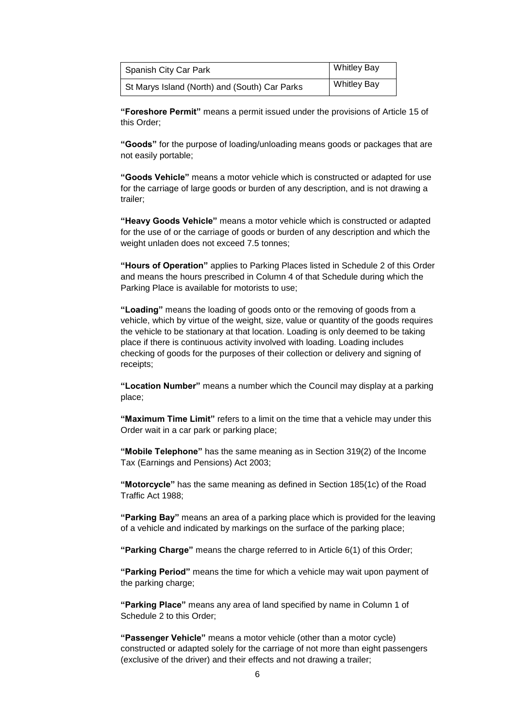| | |
|---|---|
| Spanish City Car Park | Whitley Bay |
| St Marys Island (North) and (South) Car Parks | Whitley Bay |

**"Foreshore Permit"** means a permit issued under the provisions of Article 15 of this Order;

**"Goods"** for the purpose of loading/unloading means goods or packages that are not easily portable;

**"Goods Vehicle"** means a motor vehicle which is constructed or adapted for use for the carriage of large goods or burden of any description, and is not drawing a trailer;

**"Heavy Goods Vehicle"** means a motor vehicle which is constructed or adapted for the use of or the carriage of goods or burden of any description and which the weight unladen does not exceed 7.5 tonnes;

**"Hours of Operation"** applies to Parking Places listed in Schedule 2 of this Order and means the hours prescribed in Column 4 of that Schedule during which the Parking Place is available for motorists to use;

**"Loading"** means the loading of goods onto or the removing of goods from a vehicle, which by virtue of the weight, size, value or quantity of the goods requires the vehicle to be stationary at that location. Loading is only deemed to be taking place if there is continuous activity involved with loading. Loading includes checking of goods for the purposes of their collection or delivery and signing of receipts;

**"Location Number"** means a number which the Council may display at a parking place;

**"Maximum Time Limit"** refers to a limit on the time that a vehicle may under this Order wait in a car park or parking place;

**"Mobile Telephone"** has the same meaning as in Section 319(2) of the Income Tax (Earnings and Pensions) Act 2003;

**"Motorcycle"** has the same meaning as defined in Section 185(1c) of the Road Traffic Act 1988;

**"Parking Bay"** means an area of a parking place which is provided for the leaving of a vehicle and indicated by markings on the surface of the parking place;

**"Parking Charge"** means the charge referred to in Article 6(1) of this Order;

**"Parking Period"** means the time for which a vehicle may wait upon payment of the parking charge;

**"Parking Place"** means any area of land specified by name in Column 1 of Schedule 2 to this Order;

**"Passenger Vehicle"** means a motor vehicle (other than a motor cycle) constructed or adapted solely for the carriage of not more than eight passengers (exclusive of the driver) and their effects and not drawing a trailer;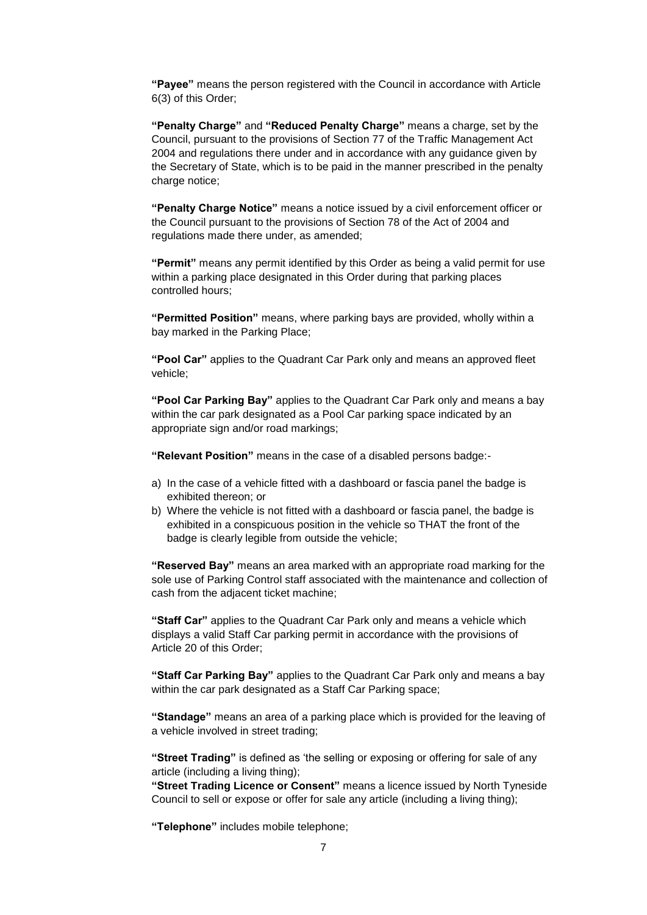**"Payee"** means the person registered with the Council in accordance with Article 6(3) of this Order;

**"Penalty Charge"** and **"Reduced Penalty Charge"** means a charge, set by the Council, pursuant to the provisions of Section 77 of the Traffic Management Act 2004 and regulations there under and in accordance with any guidance given by the Secretary of State, which is to be paid in the manner prescribed in the penalty charge notice;

**"Penalty Charge Notice"** means a notice issued by a civil enforcement officer or the Council pursuant to the provisions of Section 78 of the Act of 2004 and regulations made there under, as amended;

**"Permit"** means any permit identified by this Order as being a valid permit for use within a parking place designated in this Order during that parking places controlled hours;

**"Permitted Position"** means, where parking bays are provided, wholly within a bay marked in the Parking Place;

**"Pool Car"** applies to the Quadrant Car Park only and means an approved fleet vehicle;

**"Pool Car Parking Bay"** applies to the Quadrant Car Park only and means a bay within the car park designated as a Pool Car parking space indicated by an appropriate sign and/or road markings;

**"Relevant Position"** means in the case of a disabled persons badge:-

a) In the case of a vehicle fitted with a dashboard or fascia panel the badge is exhibited thereon; or
b) Where the vehicle is not fitted with a dashboard or fascia panel, the badge is exhibited in a conspicuous position in the vehicle so THAT the front of the badge is clearly legible from outside the vehicle;

**"Reserved Bay"** means an area marked with an appropriate road marking for the sole use of Parking Control staff associated with the maintenance and collection of cash from the adjacent ticket machine;

**"Staff Car"** applies to the Quadrant Car Park only and means a vehicle which displays a valid Staff Car parking permit in accordance with the provisions of Article 20 of this Order;

**"Staff Car Parking Bay"** applies to the Quadrant Car Park only and means a bay within the car park designated as a Staff Car Parking space;

**"Standage"** means an area of a parking place which is provided for the leaving of a vehicle involved in street trading;

**"Street Trading"** is defined as 'the selling or exposing or offering for sale of any article (including a living thing);
**"Street Trading Licence or Consent"** means a licence issued by North Tyneside Council to sell or expose or offer for sale any article (including a living thing);

**"Telephone"** includes mobile telephone;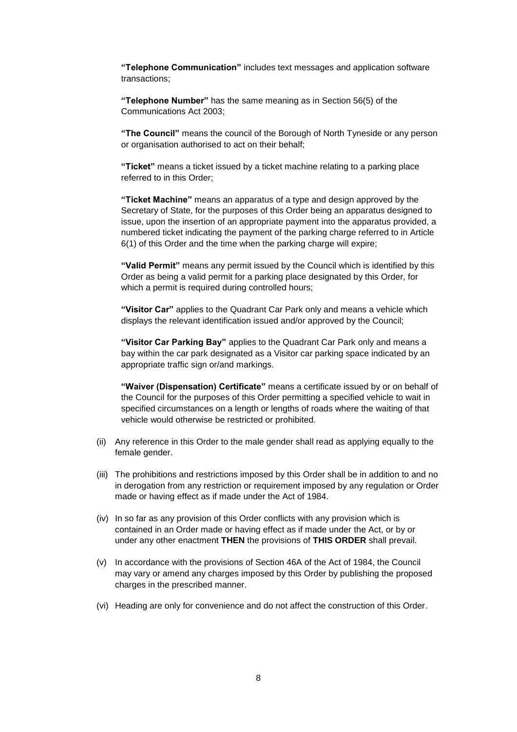**"Telephone Communication"** includes text messages and application software transactions;

**"Telephone Number"** has the same meaning as in Section 56(5) of the Communications Act 2003;

**"The Council"** means the council of the Borough of North Tyneside or any person or organisation authorised to act on their behalf;

**"Ticket"** means a ticket issued by a ticket machine relating to a parking place referred to in this Order;

**"Ticket Machine"** means an apparatus of a type and design approved by the Secretary of State, for the purposes of this Order being an apparatus designed to issue, upon the insertion of an appropriate payment into the apparatus provided, a numbered ticket indicating the payment of the parking charge referred to in Article 6(1) of this Order and the time when the parking charge will expire;

**"Valid Permit"** means any permit issued by the Council which is identified by this Order as being a valid permit for a parking place designated by this Order, for which a permit is required during controlled hours;

**"Visitor Car"** applies to the Quadrant Car Park only and means a vehicle which displays the relevant identification issued and/or approved by the Council;

**"Visitor Car Parking Bay"** applies to the Quadrant Car Park only and means a bay within the car park designated as a Visitor car parking space indicated by an appropriate traffic sign or/and markings.

**"Waiver (Dispensation) Certificate"** means a certificate issued by or on behalf of the Council for the purposes of this Order permitting a specified vehicle to wait in specified circumstances on a length or lengths of roads where the waiting of that vehicle would otherwise be restricted or prohibited.

(ii) Any reference in this Order to the male gender shall read as applying equally to the female gender.

(iii) The prohibitions and restrictions imposed by this Order shall be in addition to and no in derogation from any restriction or requirement imposed by any regulation or Order made or having effect as if made under the Act of 1984.

(iv) In so far as any provision of this Order conflicts with any provision which is contained in an Order made or having effect as if made under the Act, or by or under any other enactment **THEN** the provisions of **THIS ORDER** shall prevail.

(v) In accordance with the provisions of Section 46A of the Act of 1984, the Council may vary or amend any charges imposed by this Order by publishing the proposed charges in the prescribed manner.

(vi) Heading are only for convenience and do not affect the construction of this Order.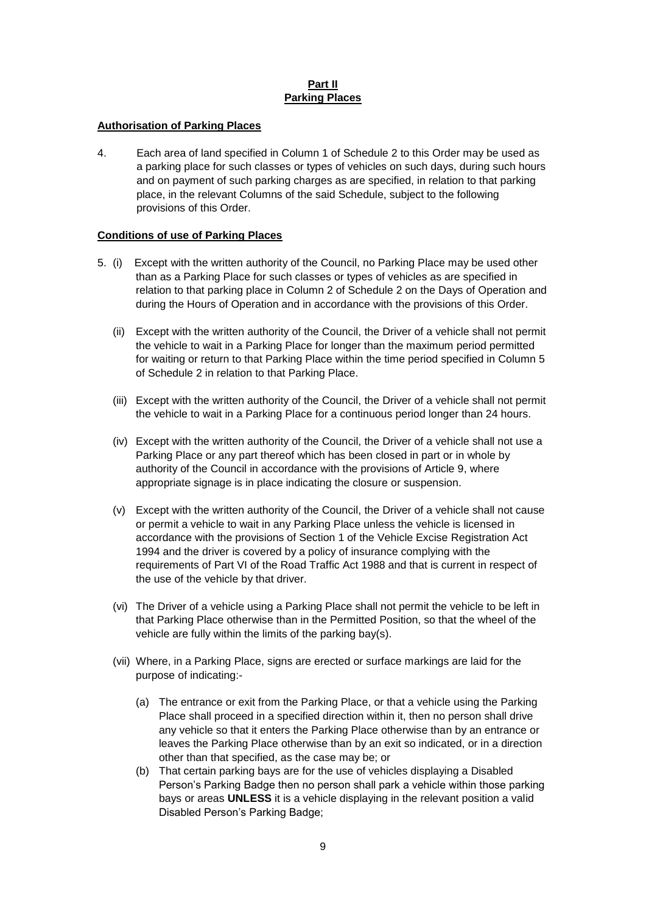**Part II**
**Parking Places**

**Authorisation of Parking Places**

4. Each area of land specified in Column 1 of Schedule 2 to this Order may be used as a parking place for such classes or types of vehicles on such days, during such hours and on payment of such parking charges as are specified, in relation to that parking place, in the relevant Columns of the said Schedule, subject to the following provisions of this Order.

**Conditions of use of Parking Places**

5. (i) Except with the written authority of the Council, no Parking Place may be used other than as a Parking Place for such classes or types of vehicles as are specified in relation to that parking place in Column 2 of Schedule 2 on the Days of Operation and during the Hours of Operation and in accordance with the provisions of this Order.

   (ii) Except with the written authority of the Council, the Driver of a vehicle shall not permit the vehicle to wait in a Parking Place for longer than the maximum period permitted for waiting or return to that Parking Place within the time period specified in Column 5 of Schedule 2 in relation to that Parking Place.

   (iii) Except with the written authority of the Council, the Driver of a vehicle shall not permit the vehicle to wait in a Parking Place for a continuous period longer than 24 hours.

   (iv) Except with the written authority of the Council, the Driver of a vehicle shall not use a Parking Place or any part thereof which has been closed in part or in whole by authority of the Council in accordance with the provisions of Article 9, where appropriate signage is in place indicating the closure or suspension.

   (v) Except with the written authority of the Council, the Driver of a vehicle shall not cause or permit a vehicle to wait in any Parking Place unless the vehicle is licensed in accordance with the provisions of Section 1 of the Vehicle Excise Registration Act 1994 and the driver is covered by a policy of insurance complying with the requirements of Part VI of the Road Traffic Act 1988 and that is current in respect of the use of the vehicle by that driver.

   (vi) The Driver of a vehicle using a Parking Place shall not permit the vehicle to be left in that Parking Place otherwise than in the Permitted Position, so that the wheel of the vehicle are fully within the limits of the parking bay(s).

   (vii) Where, in a Parking Place, signs are erected or surface markings are laid for the purpose of indicating:-

      (a) The entrance or exit from the Parking Place, or that a vehicle using the Parking Place shall proceed in a specified direction within it, then no person shall drive any vehicle so that it enters the Parking Place otherwise than by an entrance or leaves the Parking Place otherwise than by an exit so indicated, or in a direction other than that specified, as the case may be; or

      (b) That certain parking bays are for the use of vehicles displaying a Disabled Person's Parking Badge then no person shall park a vehicle within those parking bays or areas **UNLESS** it is a vehicle displaying in the relevant position a valid Disabled Person's Parking Badge;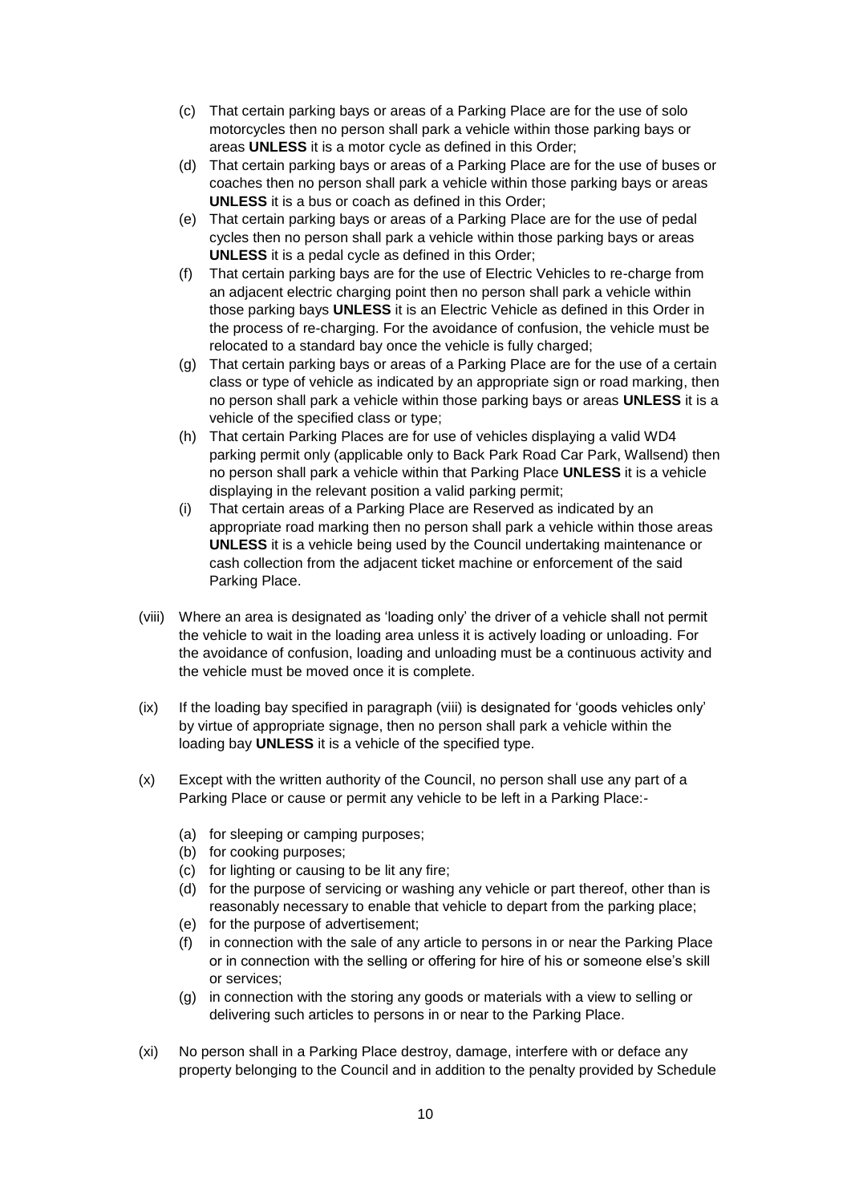(c) That certain parking bays or areas of a Parking Place are for the use of solo motorcycles then no person shall park a vehicle within those parking bays or areas **UNLESS** it is a motor cycle as defined in this Order;

(d) That certain parking bays or areas of a Parking Place are for the use of buses or coaches then no person shall park a vehicle within those parking bays or areas **UNLESS** it is a bus or coach as defined in this Order;

(e) That certain parking bays or areas of a Parking Place are for the use of pedal cycles then no person shall park a vehicle within those parking bays or areas **UNLESS** it is a pedal cycle as defined in this Order;

(f) That certain parking bays are for the use of Electric Vehicles to re-charge from an adjacent electric charging point then no person shall park a vehicle within those parking bays **UNLESS** it is an Electric Vehicle as defined in this Order in the process of re-charging. For the avoidance of confusion, the vehicle must be relocated to a standard bay once the vehicle is fully charged;

(g) That certain parking bays or areas of a Parking Place are for the use of a certain class or type of vehicle as indicated by an appropriate sign or road marking, then no person shall park a vehicle within those parking bays or areas **UNLESS** it is a vehicle of the specified class or type;

(h) That certain Parking Places are for use of vehicles displaying a valid WD4 parking permit only (applicable only to Back Park Road Car Park, Wallsend) then no person shall park a vehicle within that Parking Place **UNLESS** it is a vehicle displaying in the relevant position a valid parking permit;

(i) That certain areas of a Parking Place are Reserved as indicated by an appropriate road marking then no person shall park a vehicle within those areas **UNLESS** it is a vehicle being used by the Council undertaking maintenance or cash collection from the adjacent ticket machine or enforcement of the said Parking Place.

(viii) Where an area is designated as 'loading only' the driver of a vehicle shall not permit the vehicle to wait in the loading area unless it is actively loading or unloading. For the avoidance of confusion, loading and unloading must be a continuous activity and the vehicle must be moved once it is complete.

(ix) If the loading bay specified in paragraph (viii) is designated for 'goods vehicles only' by virtue of appropriate signage, then no person shall park a vehicle within the loading bay **UNLESS** it is a vehicle of the specified type.

(x) Except with the written authority of the Council, no person shall use any part of a Parking Place or cause or permit any vehicle to be left in a Parking Place:-

(a) for sleeping or camping purposes;
(b) for cooking purposes;
(c) for lighting or causing to be lit any fire;
(d) for the purpose of servicing or washing any vehicle or part thereof, other than is reasonably necessary to enable that vehicle to depart from the parking place;
(e) for the purpose of advertisement;
(f) in connection with the sale of any article to persons in or near the Parking Place or in connection with the selling or offering for hire of his or someone else's skill or services;
(g) in connection with the storing any goods or materials with a view to selling or delivering such articles to persons in or near to the Parking Place.

(xi) No person shall in a Parking Place destroy, damage, interfere with or deface any property belonging to the Council and in addition to the penalty provided by Schedule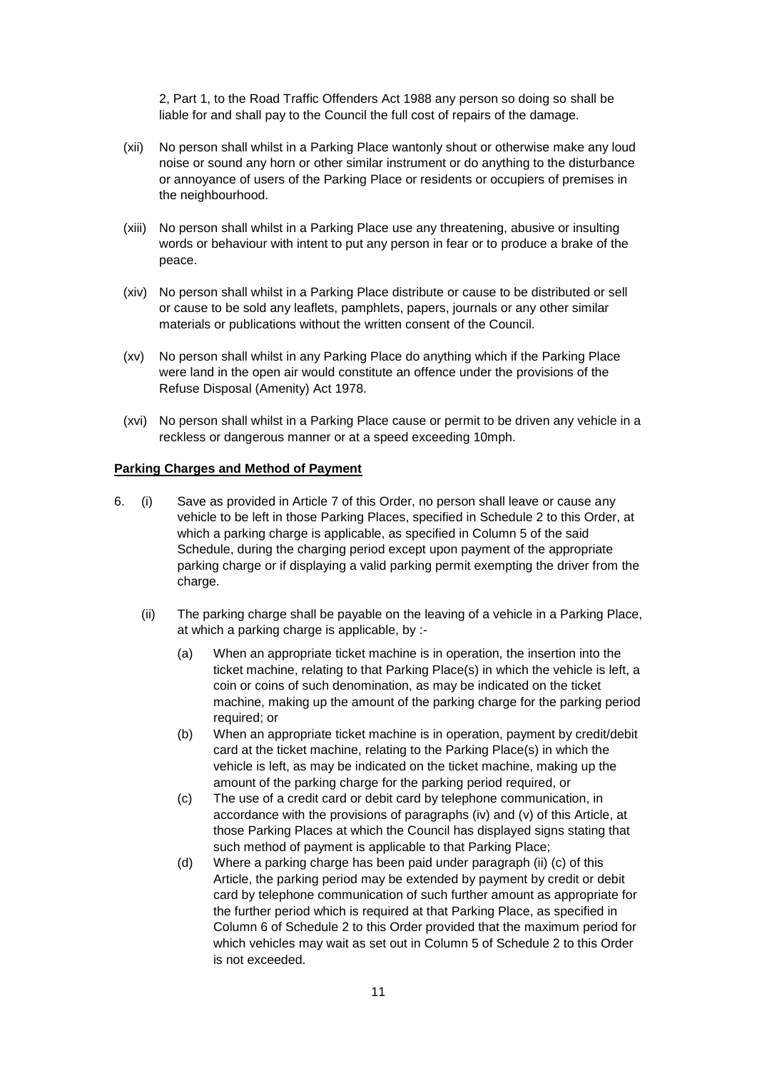2, Part 1, to the Road Traffic Offenders Act 1988 any person so doing so shall be liable for and shall pay to the Council the full cost of repairs of the damage.

(xii) No person shall whilst in a Parking Place wantonly shout or otherwise make any loud noise or sound any horn or other similar instrument or do anything to the disturbance or annoyance of users of the Parking Place or residents or occupiers of premises in the neighbourhood.

(xiii) No person shall whilst in a Parking Place use any threatening, abusive or insulting words or behaviour with intent to put any person in fear or to produce a brake of the peace.

(xiv) No person shall whilst in a Parking Place distribute or cause to be distributed or sell or cause to be sold any leaflets, pamphlets, papers, journals or any other similar materials or publications without the written consent of the Council.

(xv) No person shall whilst in any Parking Place do anything which if the Parking Place were land in the open air would constitute an offence under the provisions of the Refuse Disposal (Amenity) Act 1978.

(xvi) No person shall whilst in a Parking Place cause or permit to be driven any vehicle in a reckless or dangerous manner or at a speed exceeding 10mph.

**Parking Charges and Method of Payment**

6. (i) Save as provided in Article 7 of this Order, no person shall leave or cause any vehicle to be left in those Parking Places, specified in Schedule 2 to this Order, at which a parking charge is applicable, as specified in Column 5 of the said Schedule, during the charging period except upon payment of the appropriate parking charge or if displaying a valid parking permit exempting the driver from the charge.

   (ii) The parking charge shall be payable on the leaving of a vehicle in a Parking Place, at which a parking charge is applicable, by :-

      (a) When an appropriate ticket machine is in operation, the insertion into the ticket machine, relating to that Parking Place(s) in which the vehicle is left, a coin or coins of such denomination, as may be indicated on the ticket machine, making up the amount of the parking charge for the parking period required; or

      (b) When an appropriate ticket machine is in operation, payment by credit/debit card at the ticket machine, relating to the Parking Place(s) in which the vehicle is left, as may be indicated on the ticket machine, making up the amount of the parking charge for the parking period required, or

      (c) The use of a credit card or debit card by telephone communication, in accordance with the provisions of paragraphs (iv) and (v) of this Article, at those Parking Places at which the Council has displayed signs stating that such method of payment is applicable to that Parking Place;

      (d) Where a parking charge has been paid under paragraph (ii) (c) of this Article, the parking period may be extended by payment by credit or debit card by telephone communication of such further amount as appropriate for the further period which is required at that Parking Place, as specified in Column 6 of Schedule 2 to this Order provided that the maximum period for which vehicles may wait as set out in Column 5 of Schedule 2 to this Order is not exceeded.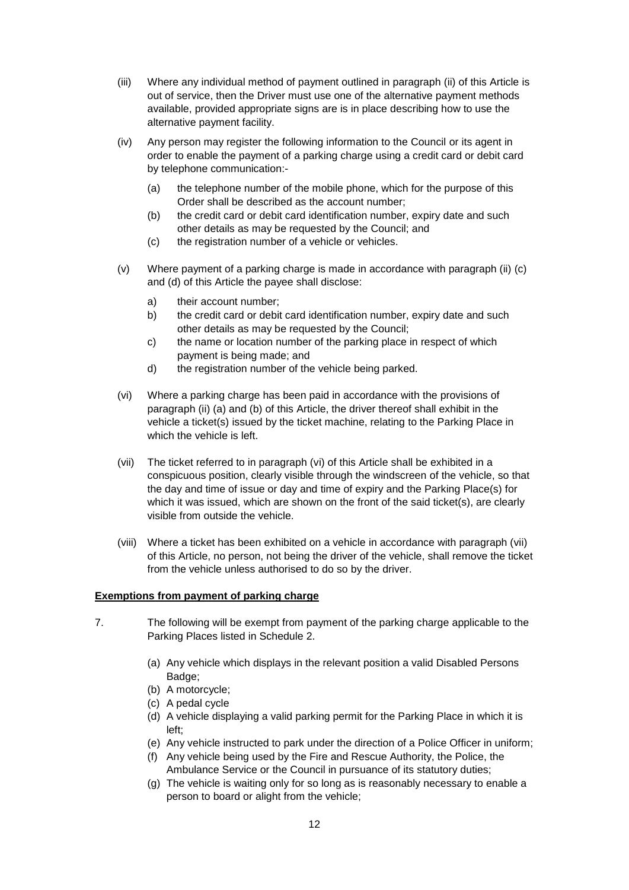(iii) Where any individual method of payment outlined in paragraph (ii) of this Article is out of service, then the Driver must use one of the alternative payment methods available, provided appropriate signs are is in place describing how to use the alternative payment facility.

(iv) Any person may register the following information to the Council or its agent in order to enable the payment of a parking charge using a credit card or debit card by telephone communication:-

   (a) the telephone number of the mobile phone, which for the purpose of this Order shall be described as the account number;
   (b) the credit card or debit card identification number, expiry date and such other details as may be requested by the Council; and
   (c) the registration number of a vehicle or vehicles.

(v) Where payment of a parking charge is made in accordance with paragraph (ii) (c) and (d) of this Article the payee shall disclose:

   a) their account number;
   b) the credit card or debit card identification number, expiry date and such other details as may be requested by the Council;
   c) the name or location number of the parking place in respect of which payment is being made; and
   d) the registration number of the vehicle being parked.

(vi) Where a parking charge has been paid in accordance with the provisions of paragraph (ii) (a) and (b) of this Article, the driver thereof shall exhibit in the vehicle a ticket(s) issued by the ticket machine, relating to the Parking Place in which the vehicle is left.

(vii) The ticket referred to in paragraph (vi) of this Article shall be exhibited in a conspicuous position, clearly visible through the windscreen of the vehicle, so that the day and time of issue or day and time of expiry and the Parking Place(s) for which it was issued, which are shown on the front of the said ticket(s), are clearly visible from outside the vehicle.

(viii) Where a ticket has been exhibited on a vehicle in accordance with paragraph (vii) of this Article, no person, not being the driver of the vehicle, shall remove the ticket from the vehicle unless authorised to do so by the driver.

**Exemptions from payment of parking charge**

7. The following will be exempt from payment of the parking charge applicable to the Parking Places listed in Schedule 2.

   (a) Any vehicle which displays in the relevant position a valid Disabled Persons Badge;
   (b) A motorcycle;
   (c) A pedal cycle
   (d) A vehicle displaying a valid parking permit for the Parking Place in which it is left;
   (e) Any vehicle instructed to park under the direction of a Police Officer in uniform;
   (f) Any vehicle being used by the Fire and Rescue Authority, the Police, the Ambulance Service or the Council in pursuance of its statutory duties;
   (g) The vehicle is waiting only for so long as is reasonably necessary to enable a person to board or alight from the vehicle;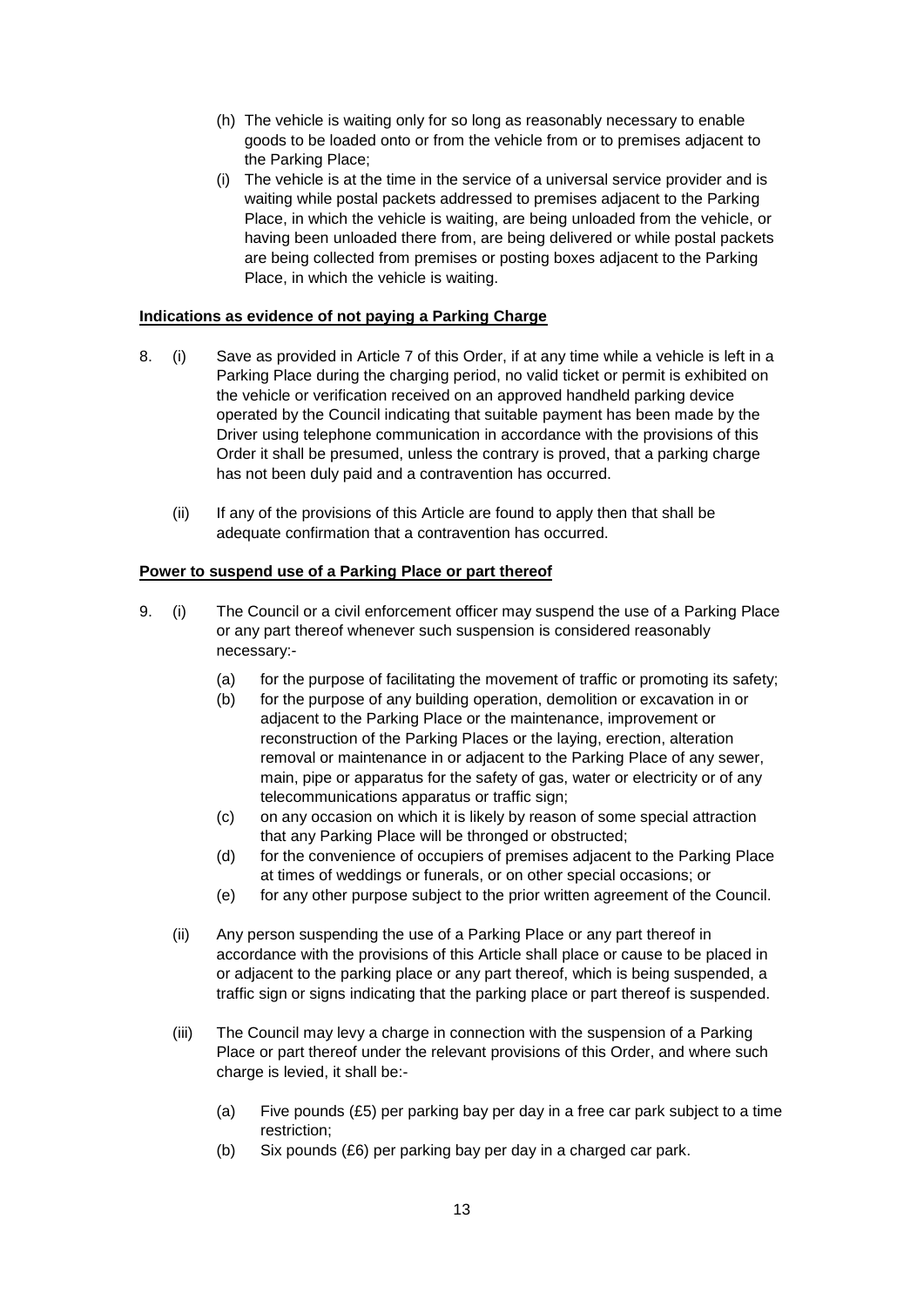(h) The vehicle is waiting only for so long as reasonably necessary to enable goods to be loaded onto or from the vehicle from or to premises adjacent to the Parking Place;

(i) The vehicle is at the time in the service of a universal service provider and is waiting while postal packets addressed to premises adjacent to the Parking Place, in which the vehicle is waiting, are being unloaded from the vehicle, or having been unloaded there from, are being delivered or while postal packets are being collected from premises or posting boxes adjacent to the Parking Place, in which the vehicle is waiting.

**Indications as evidence of not paying a Parking Charge**

8. (i) Save as provided in Article 7 of this Order, if at any time while a vehicle is left in a Parking Place during the charging period, no valid ticket or permit is exhibited on the vehicle or verification received on an approved handheld parking device operated by the Council indicating that suitable payment has been made by the Driver using telephone communication in accordance with the provisions of this Order it shall be presumed, unless the contrary is proved, that a parking charge has not been duly paid and a contravention has occurred.

   (ii) If any of the provisions of this Article are found to apply then that shall be adequate confirmation that a contravention has occurred.

**Power to suspend use of a Parking Place or part thereof**

9. (i) The Council or a civil enforcement officer may suspend the use of a Parking Place or any part thereof whenever such suspension is considered reasonably necessary:-

   (a) for the purpose of facilitating the movement of traffic or promoting its safety;
   
   (b) for the purpose of any building operation, demolition or excavation in or adjacent to the Parking Place or the maintenance, improvement or reconstruction of the Parking Places or the laying, erection, alteration removal or maintenance in or adjacent to the Parking Place of any sewer, main, pipe or apparatus for the safety of gas, water or electricity or of any telecommunications apparatus or traffic sign;
   
   (c) on any occasion on which it is likely by reason of some special attraction that any Parking Place will be thronged or obstructed;
   
   (d) for the convenience of occupiers of premises adjacent to the Parking Place at times of weddings or funerals, or on other special occasions; or
   
   (e) for any other purpose subject to the prior written agreement of the Council.

   (ii) Any person suspending the use of a Parking Place or any part thereof in accordance with the provisions of this Article shall place or cause to be placed in or adjacent to the parking place or any part thereof, which is being suspended, a traffic sign or signs indicating that the parking place or part thereof is suspended.

   (iii) The Council may levy a charge in connection with the suspension of a Parking Place or part thereof under the relevant provisions of this Order, and where such charge is levied, it shall be:-

   (a) Five pounds (£5) per parking bay per day in a free car park subject to a time restriction;
   
   (b) Six pounds (£6) per parking bay per day in a charged car park.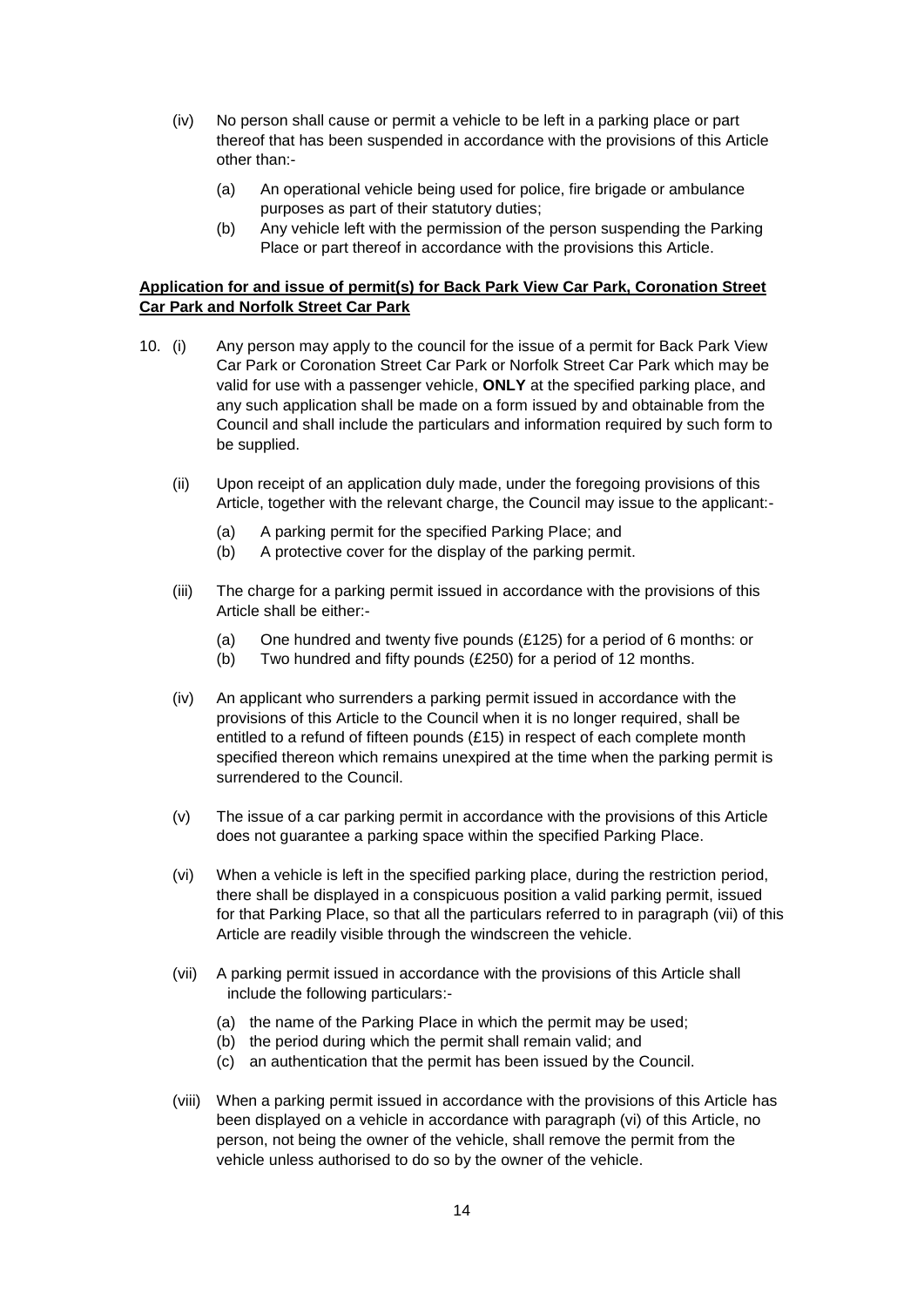(iv) No person shall cause or permit a vehicle to be left in a parking place or part thereof that has been suspended in accordance with the provisions of this Article other than:-

   (a) An operational vehicle being used for police, fire brigade or ambulance purposes as part of their statutory duties;
   (b) Any vehicle left with the permission of the person suspending the Parking Place or part thereof in accordance with the provisions this Article.

**Application for and issue of permit(s) for Back Park View Car Park, Coronation Street Car Park and Norfolk Street Car Park**

10. (i) Any person may apply to the council for the issue of a permit for Back Park View Car Park or Coronation Street Car Park or Norfolk Street Car Park which may be valid for use with a passenger vehicle, **ONLY** at the specified parking place, and any such application shall be made on a form issued by and obtainable from the Council and shall include the particulars and information required by such form to be supplied.

(ii) Upon receipt of an application duly made, under the foregoing provisions of this Article, together with the relevant charge, the Council may issue to the applicant:-

   (a) A parking permit for the specified Parking Place; and
   (b) A protective cover for the display of the parking permit.

(iii) The charge for a parking permit issued in accordance with the provisions of this Article shall be either:-

   (a) One hundred and twenty five pounds (£125) for a period of 6 months: or
   (b) Two hundred and fifty pounds (£250) for a period of 12 months.

(iv) An applicant who surrenders a parking permit issued in accordance with the provisions of this Article to the Council when it is no longer required, shall be entitled to a refund of fifteen pounds (£15) in respect of each complete month specified thereon which remains unexpired at the time when the parking permit is surrendered to the Council.

(v) The issue of a car parking permit in accordance with the provisions of this Article does not guarantee a parking space within the specified Parking Place.

(vi) When a vehicle is left in the specified parking place, during the restriction period, there shall be displayed in a conspicuous position a valid parking permit, issued for that Parking Place, so that all the particulars referred to in paragraph (vii) of this Article are readily visible through the windscreen the vehicle.

(vii) A parking permit issued in accordance with the provisions of this Article shall include the following particulars:-

   (a) the name of the Parking Place in which the permit may be used;
   (b) the period during which the permit shall remain valid; and
   (c) an authentication that the permit has been issued by the Council.

(viii) When a parking permit issued in accordance with the provisions of this Article has been displayed on a vehicle in accordance with paragraph (vi) of this Article, no person, not being the owner of the vehicle, shall remove the permit from the vehicle unless authorised to do so by the owner of the vehicle.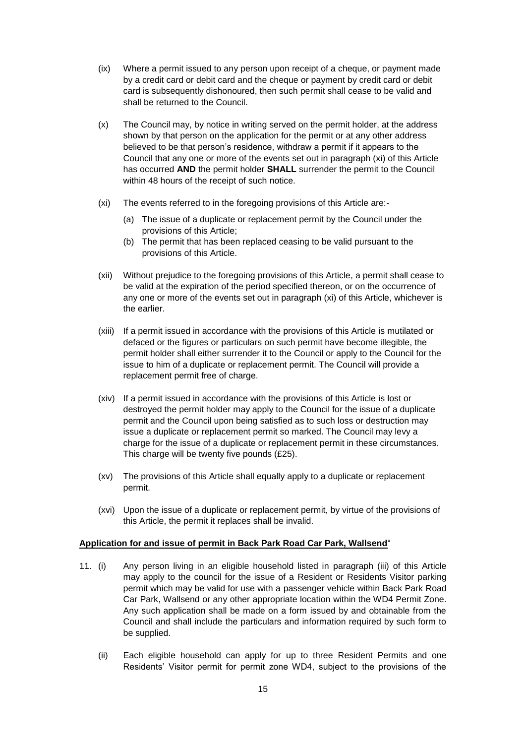(ix) Where a permit issued to any person upon receipt of a cheque, or payment made by a credit card or debit card and the cheque or payment by credit card or debit card is subsequently dishonoured, then such permit shall cease to be valid and shall be returned to the Council.

(x) The Council may, by notice in writing served on the permit holder, at the address shown by that person on the application for the permit or at any other address believed to be that person's residence, withdraw a permit if it appears to the Council that any one or more of the events set out in paragraph (xi) of this Article has occurred **AND** the permit holder **SHALL** surrender the permit to the Council within 48 hours of the receipt of such notice.

(xi) The events referred to in the foregoing provisions of this Article are:-

   (a) The issue of a duplicate or replacement permit by the Council under the provisions of this Article;
   (b) The permit that has been replaced ceasing to be valid pursuant to the provisions of this Article.

(xii) Without prejudice to the foregoing provisions of this Article, a permit shall cease to be valid at the expiration of the period specified thereon, or on the occurrence of any one or more of the events set out in paragraph (xi) of this Article, whichever is the earlier.

(xiii) If a permit issued in accordance with the provisions of this Article is mutilated or defaced or the figures or particulars on such permit have become illegible, the permit holder shall either surrender it to the Council or apply to the Council for the issue to him of a duplicate or replacement permit. The Council will provide a replacement permit free of charge.

(xiv) If a permit issued in accordance with the provisions of this Article is lost or destroyed the permit holder may apply to the Council for the issue of a duplicate permit and the Council upon being satisfied as to such loss or destruction may issue a duplicate or replacement permit so marked. The Council may levy a charge for the issue of a duplicate or replacement permit in these circumstances. This charge will be twenty five pounds (£25).

(xv) The provisions of this Article shall equally apply to a duplicate or replacement permit.

(xvi) Upon the issue of a duplicate or replacement permit, by virtue of the provisions of this Article, the permit it replaces shall be invalid.

**Application for and issue of permit in Back Park Road Car Park, Wallsend**"

11. (i) Any person living in an eligible household listed in paragraph (iii) of this Article may apply to the council for the issue of a Resident or Residents Visitor parking permit which may be valid for use with a passenger vehicle within Back Park Road Car Park, Wallsend or any other appropriate location within the WD4 Permit Zone. Any such application shall be made on a form issued by and obtainable from the Council and shall include the particulars and information required by such form to be supplied.

   (ii) Each eligible household can apply for up to three Resident Permits and one Residents' Visitor permit for permit zone WD4, subject to the provisions of the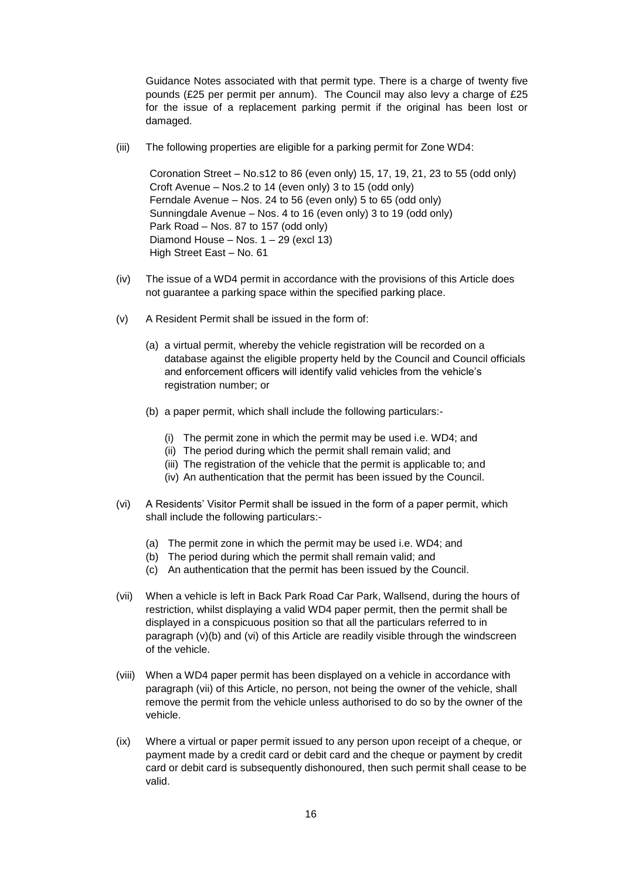Guidance Notes associated with that permit type. There is a charge of twenty five pounds (£25 per permit per annum). The Council may also levy a charge of £25 for the issue of a replacement parking permit if the original has been lost or damaged.

(iii) The following properties are eligible for a parking permit for Zone WD4:

Coronation Street – No.s12 to 86 (even only) 15, 17, 19, 21, 23 to 55 (odd only)
Croft Avenue – Nos.2 to 14 (even only) 3 to 15 (odd only)
Ferndale Avenue – Nos. 24 to 56 (even only) 5 to 65 (odd only)
Sunningdale Avenue – Nos. 4 to 16 (even only) 3 to 19 (odd only)
Park Road – Nos. 87 to 157 (odd only)
Diamond House – Nos. 1 – 29 (excl 13)
High Street East – No. 61

(iv) The issue of a WD4 permit in accordance with the provisions of this Article does not guarantee a parking space within the specified parking place.

(v) A Resident Permit shall be issued in the form of:

(a) a virtual permit, whereby the vehicle registration will be recorded on a database against the eligible property held by the Council and Council officials and enforcement officers will identify valid vehicles from the vehicle's registration number; or

(b) a paper permit, which shall include the following particulars:-

(i) The permit zone in which the permit may be used i.e. WD4; and
(ii) The period during which the permit shall remain valid; and
(iii) The registration of the vehicle that the permit is applicable to; and
(iv) An authentication that the permit has been issued by the Council.

(vi) A Residents' Visitor Permit shall be issued in the form of a paper permit, which shall include the following particulars:-

(a) The permit zone in which the permit may be used i.e. WD4; and
(b) The period during which the permit shall remain valid; and
(c) An authentication that the permit has been issued by the Council.

(vii) When a vehicle is left in Back Park Road Car Park, Wallsend, during the hours of restriction, whilst displaying a valid WD4 paper permit, then the permit shall be displayed in a conspicuous position so that all the particulars referred to in paragraph (v)(b) and (vi) of this Article are readily visible through the windscreen of the vehicle.

(viii) When a WD4 paper permit has been displayed on a vehicle in accordance with paragraph (vii) of this Article, no person, not being the owner of the vehicle, shall remove the permit from the vehicle unless authorised to do so by the owner of the vehicle.

(ix) Where a virtual or paper permit issued to any person upon receipt of a cheque, or payment made by a credit card or debit card and the cheque or payment by credit card or debit card is subsequently dishonoured, then such permit shall cease to be valid.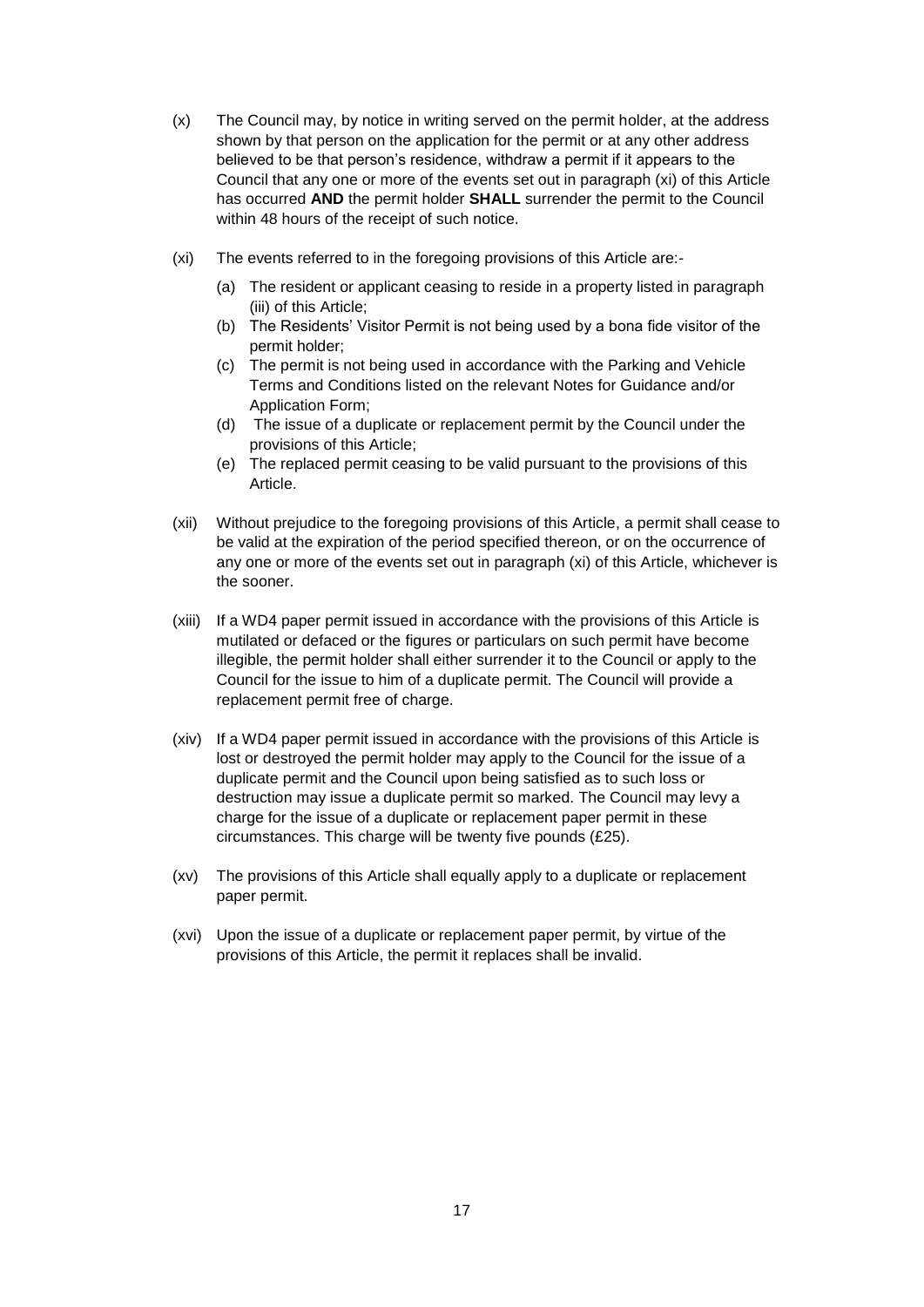(x) The Council may, by notice in writing served on the permit holder, at the address shown by that person on the application for the permit or at any other address believed to be that person's residence, withdraw a permit if it appears to the Council that any one or more of the events set out in paragraph (xi) of this Article has occurred **AND** the permit holder **SHALL** surrender the permit to the Council within 48 hours of the receipt of such notice.

(xi) The events referred to in the foregoing provisions of this Article are:-

- (a) The resident or applicant ceasing to reside in a property listed in paragraph (iii) of this Article;
- (b) The Residents' Visitor Permit is not being used by a bona fide visitor of the permit holder;
- (c) The permit is not being used in accordance with the Parking and Vehicle Terms and Conditions listed on the relevant Notes for Guidance and/or Application Form;
- (d) The issue of a duplicate or replacement permit by the Council under the provisions of this Article;
- (e) The replaced permit ceasing to be valid pursuant to the provisions of this Article.

(xii) Without prejudice to the foregoing provisions of this Article, a permit shall cease to be valid at the expiration of the period specified thereon, or on the occurrence of any one or more of the events set out in paragraph (xi) of this Article, whichever is the sooner.

(xiii) If a WD4 paper permit issued in accordance with the provisions of this Article is mutilated or defaced or the figures or particulars on such permit have become illegible, the permit holder shall either surrender it to the Council or apply to the Council for the issue to him of a duplicate permit. The Council will provide a replacement permit free of charge.

(xiv) If a WD4 paper permit issued in accordance with the provisions of this Article is lost or destroyed the permit holder may apply to the Council for the issue of a duplicate permit and the Council upon being satisfied as to such loss or destruction may issue a duplicate permit so marked. The Council may levy a charge for the issue of a duplicate or replacement paper permit in these circumstances. This charge will be twenty five pounds (£25).

(xv) The provisions of this Article shall equally apply to a duplicate or replacement paper permit.

(xvi) Upon the issue of a duplicate or replacement paper permit, by virtue of the provisions of this Article, the permit it replaces shall be invalid.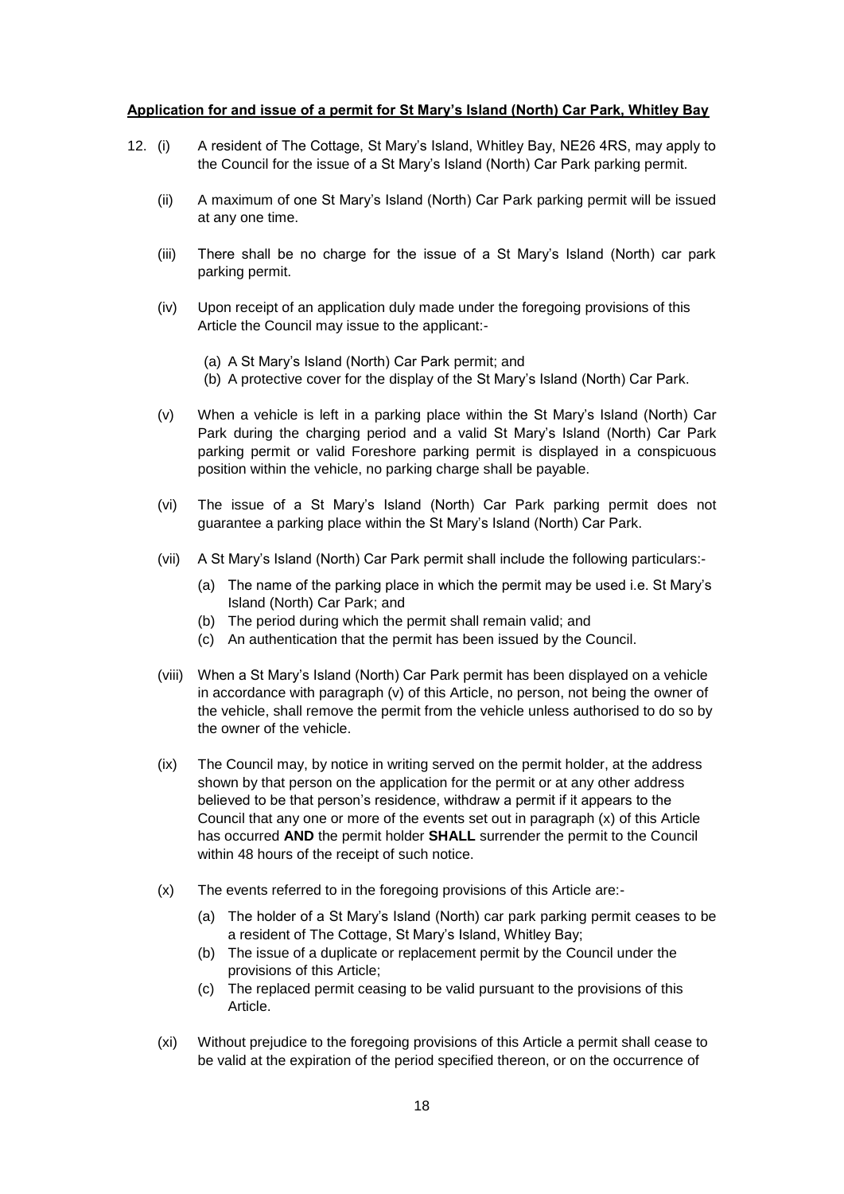**Application for and issue of a permit for St Mary's Island (North) Car Park, Whitley Bay**

12. (i) A resident of The Cottage, St Mary's Island, Whitley Bay, NE26 4RS, may apply to the Council for the issue of a St Mary's Island (North) Car Park parking permit.

    (ii) A maximum of one St Mary's Island (North) Car Park parking permit will be issued at any one time.

    (iii) There shall be no charge for the issue of a St Mary's Island (North) car park parking permit.

    (iv) Upon receipt of an application duly made under the foregoing provisions of this Article the Council may issue to the applicant:-

    (a) A St Mary's Island (North) Car Park permit; and
    (b) A protective cover for the display of the St Mary's Island (North) Car Park.

    (v) When a vehicle is left in a parking place within the St Mary's Island (North) Car Park during the charging period and a valid St Mary's Island (North) Car Park parking permit or valid Foreshore parking permit is displayed in a conspicuous position within the vehicle, no parking charge shall be payable.

    (vi) The issue of a St Mary's Island (North) Car Park parking permit does not guarantee a parking place within the St Mary's Island (North) Car Park.

    (vii) A St Mary's Island (North) Car Park permit shall include the following particulars:-

    (a) The name of the parking place in which the permit may be used i.e. St Mary's Island (North) Car Park; and
    (b) The period during which the permit shall remain valid; and
    (c) An authentication that the permit has been issued by the Council.

    (viii) When a St Mary's Island (North) Car Park permit has been displayed on a vehicle in accordance with paragraph (v) of this Article, no person, not being the owner of the vehicle, shall remove the permit from the vehicle unless authorised to do so by the owner of the vehicle.

    (ix) The Council may, by notice in writing served on the permit holder, at the address shown by that person on the application for the permit or at any other address believed to be that person's residence, withdraw a permit if it appears to the Council that any one or more of the events set out in paragraph (x) of this Article has occurred **AND** the permit holder **SHALL** surrender the permit to the Council within 48 hours of the receipt of such notice.

    (x) The events referred to in the foregoing provisions of this Article are:-

    (a) The holder of a St Mary's Island (North) car park parking permit ceases to be a resident of The Cottage, St Mary's Island, Whitley Bay;
    (b) The issue of a duplicate or replacement permit by the Council under the provisions of this Article;
    (c) The replaced permit ceasing to be valid pursuant to the provisions of this Article.

    (xi) Without prejudice to the foregoing provisions of this Article a permit shall cease to be valid at the expiration of the period specified thereon, or on the occurrence of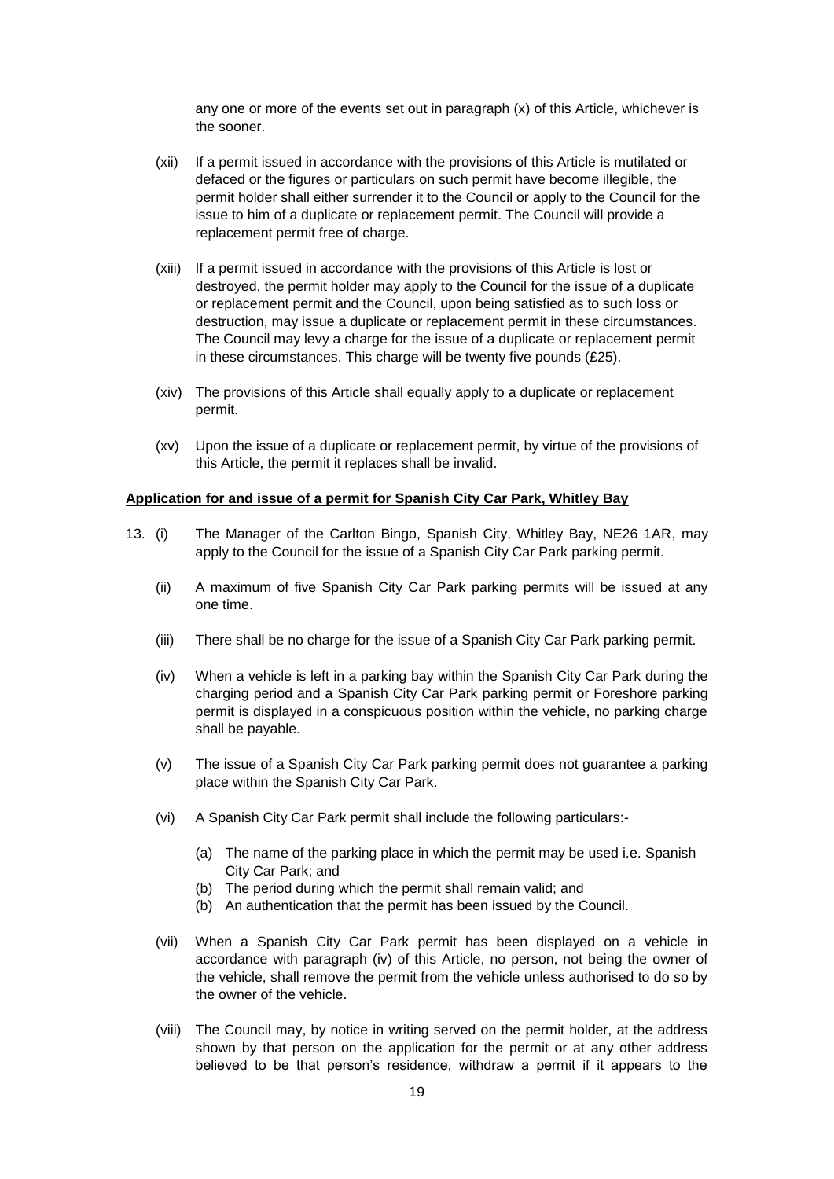any one or more of the events set out in paragraph (x) of this Article, whichever is the sooner.

(xii) If a permit issued in accordance with the provisions of this Article is mutilated or defaced or the figures or particulars on such permit have become illegible, the permit holder shall either surrender it to the Council or apply to the Council for the issue to him of a duplicate or replacement permit. The Council will provide a replacement permit free of charge.

(xiii) If a permit issued in accordance with the provisions of this Article is lost or destroyed, the permit holder may apply to the Council for the issue of a duplicate or replacement permit and the Council, upon being satisfied as to such loss or destruction, may issue a duplicate or replacement permit in these circumstances. The Council may levy a charge for the issue of a duplicate or replacement permit in these circumstances. This charge will be twenty five pounds (£25).

(xiv) The provisions of this Article shall equally apply to a duplicate or replacement permit.

(xv) Upon the issue of a duplicate or replacement permit, by virtue of the provisions of this Article, the permit it replaces shall be invalid.

**Application for and issue of a permit for Spanish City Car Park, Whitley Bay**

13. (i) The Manager of the Carlton Bingo, Spanish City, Whitley Bay, NE26 1AR, may apply to the Council for the issue of a Spanish City Car Park parking permit.

(ii) A maximum of five Spanish City Car Park parking permits will be issued at any one time.

(iii) There shall be no charge for the issue of a Spanish City Car Park parking permit.

(iv) When a vehicle is left in a parking bay within the Spanish City Car Park during the charging period and a Spanish City Car Park parking permit or Foreshore parking permit is displayed in a conspicuous position within the vehicle, no parking charge shall be payable.

(v) The issue of a Spanish City Car Park parking permit does not guarantee a parking place within the Spanish City Car Park.

(vi) A Spanish City Car Park permit shall include the following particulars:-

(a) The name of the parking place in which the permit may be used i.e. Spanish City Car Park; and
(b) The period during which the permit shall remain valid; and
(b) An authentication that the permit has been issued by the Council.

(vii) When a Spanish City Car Park permit has been displayed on a vehicle in accordance with paragraph (iv) of this Article, no person, not being the owner of the vehicle, shall remove the permit from the vehicle unless authorised to do so by the owner of the vehicle.

(viii) The Council may, by notice in writing served on the permit holder, at the address shown by that person on the application for the permit or at any other address believed to be that person's residence, withdraw a permit if it appears to the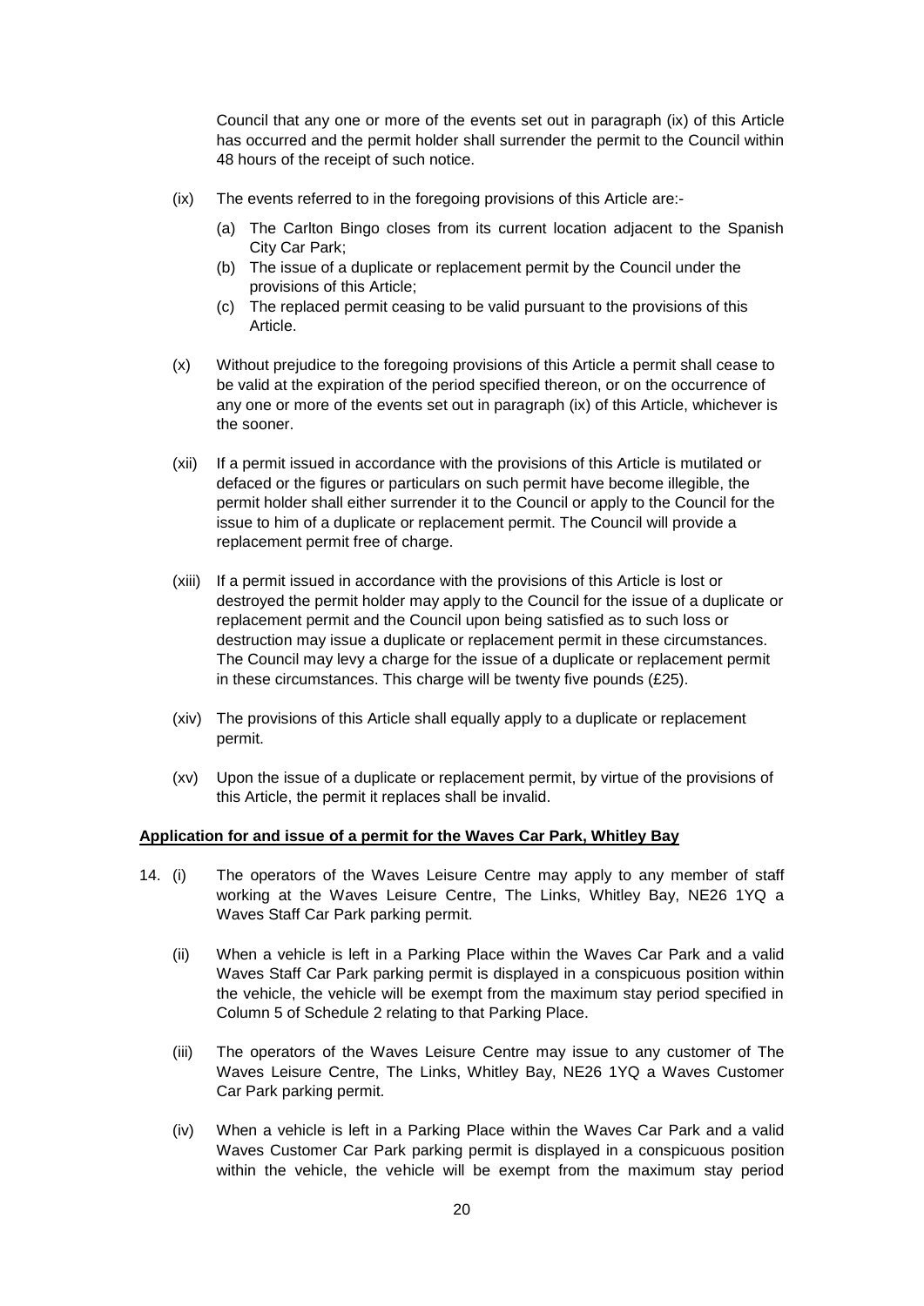Council that any one or more of the events set out in paragraph (ix) of this Article has occurred and the permit holder shall surrender the permit to the Council within 48 hours of the receipt of such notice.

(ix) The events referred to in the foregoing provisions of this Article are:-

(a) The Carlton Bingo closes from its current location adjacent to the Spanish City Car Park;

(b) The issue of a duplicate or replacement permit by the Council under the provisions of this Article;

(c) The replaced permit ceasing to be valid pursuant to the provisions of this Article.

(x) Without prejudice to the foregoing provisions of this Article a permit shall cease to be valid at the expiration of the period specified thereon, or on the occurrence of any one or more of the events set out in paragraph (ix) of this Article, whichever is the sooner.

(xii) If a permit issued in accordance with the provisions of this Article is mutilated or defaced or the figures or particulars on such permit have become illegible, the permit holder shall either surrender it to the Council or apply to the Council for the issue to him of a duplicate or replacement permit. The Council will provide a replacement permit free of charge.

(xiii) If a permit issued in accordance with the provisions of this Article is lost or destroyed the permit holder may apply to the Council for the issue of a duplicate or replacement permit and the Council upon being satisfied as to such loss or destruction may issue a duplicate or replacement permit in these circumstances. The Council may levy a charge for the issue of a duplicate or replacement permit in these circumstances. This charge will be twenty five pounds (£25).

(xiv) The provisions of this Article shall equally apply to a duplicate or replacement permit.

(xv) Upon the issue of a duplicate or replacement permit, by virtue of the provisions of this Article, the permit it replaces shall be invalid.

**Application for and issue of a permit for the Waves Car Park, Whitley Bay**

14. (i) The operators of the Waves Leisure Centre may apply to any member of staff working at the Waves Leisure Centre, The Links, Whitley Bay, NE26 1YQ a Waves Staff Car Park parking permit.

(ii) When a vehicle is left in a Parking Place within the Waves Car Park and a valid Waves Staff Car Park parking permit is displayed in a conspicuous position within the vehicle, the vehicle will be exempt from the maximum stay period specified in Column 5 of Schedule 2 relating to that Parking Place.

(iii) The operators of the Waves Leisure Centre may issue to any customer of The Waves Leisure Centre, The Links, Whitley Bay, NE26 1YQ a Waves Customer Car Park parking permit.

(iv) When a vehicle is left in a Parking Place within the Waves Car Park and a valid Waves Customer Car Park parking permit is displayed in a conspicuous position within the vehicle, the vehicle will be exempt from the maximum stay period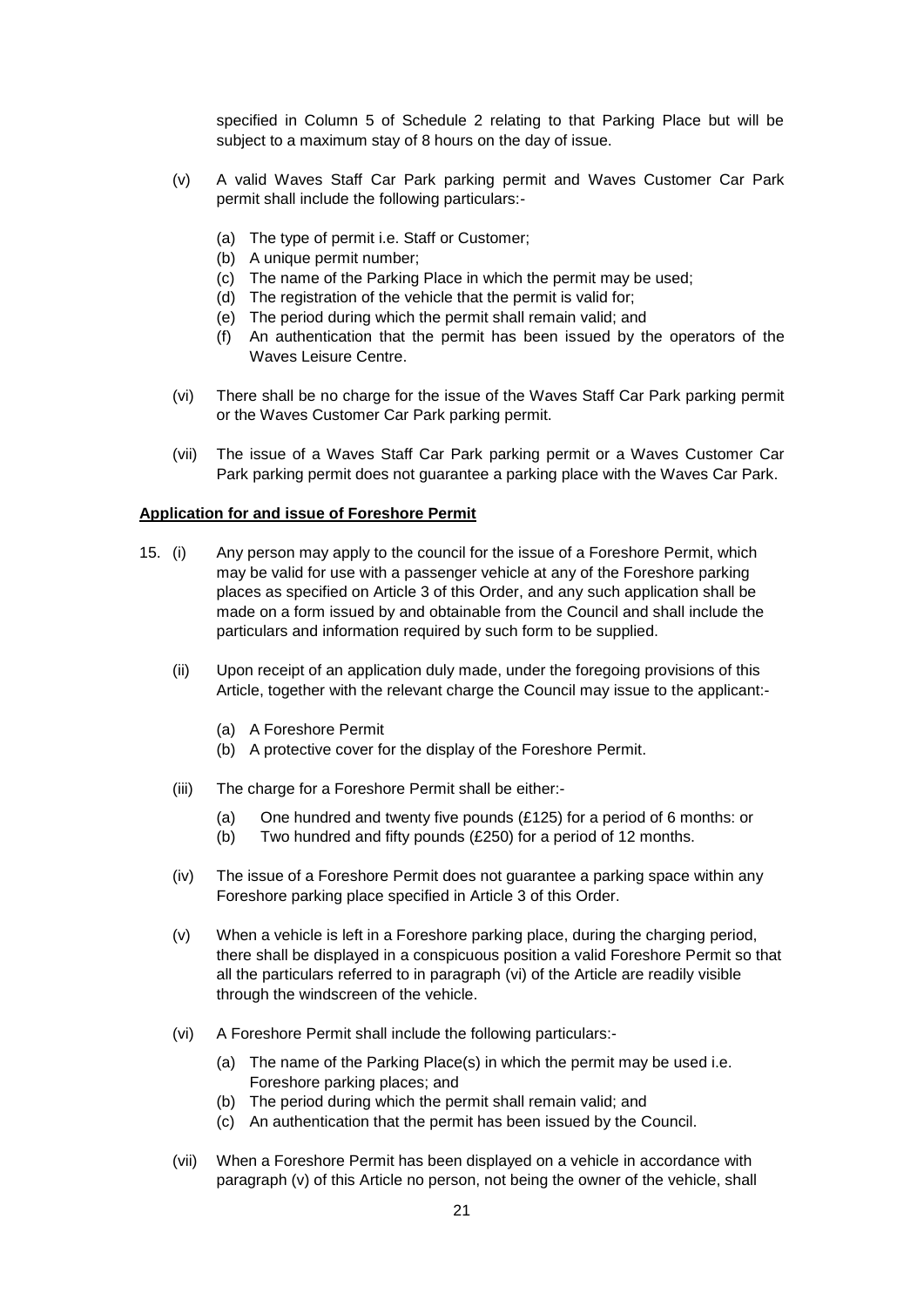specified in Column 5 of Schedule 2 relating to that Parking Place but will be subject to a maximum stay of 8 hours on the day of issue.

(v) A valid Waves Staff Car Park parking permit and Waves Customer Car Park permit shall include the following particulars:-

(a) The type of permit i.e. Staff or Customer;
(b) A unique permit number;
(c) The name of the Parking Place in which the permit may be used;
(d) The registration of the vehicle that the permit is valid for;
(e) The period during which the permit shall remain valid; and
(f) An authentication that the permit has been issued by the operators of the Waves Leisure Centre.

(vi) There shall be no charge for the issue of the Waves Staff Car Park parking permit or the Waves Customer Car Park parking permit.

(vii) The issue of a Waves Staff Car Park parking permit or a Waves Customer Car Park parking permit does not guarantee a parking place with the Waves Car Park.

**Application for and issue of Foreshore Permit**

15. (i) Any person may apply to the council for the issue of a Foreshore Permit, which may be valid for use with a passenger vehicle at any of the Foreshore parking places as specified on Article 3 of this Order, and any such application shall be made on a form issued by and obtainable from the Council and shall include the particulars and information required by such form to be supplied.

(ii) Upon receipt of an application duly made, under the foregoing provisions of this Article, together with the relevant charge the Council may issue to the applicant:-

(a) A Foreshore Permit
(b) A protective cover for the display of the Foreshore Permit.

(iii) The charge for a Foreshore Permit shall be either:-

(a) One hundred and twenty five pounds (£125) for a period of 6 months: or
(b) Two hundred and fifty pounds (£250) for a period of 12 months.

(iv) The issue of a Foreshore Permit does not guarantee a parking space within any Foreshore parking place specified in Article 3 of this Order.

(v) When a vehicle is left in a Foreshore parking place, during the charging period, there shall be displayed in a conspicuous position a valid Foreshore Permit so that all the particulars referred to in paragraph (vi) of the Article are readily visible through the windscreen of the vehicle.

(vi) A Foreshore Permit shall include the following particulars:-

(a) The name of the Parking Place(s) in which the permit may be used i.e. Foreshore parking places; and
(b) The period during which the permit shall remain valid; and
(c) An authentication that the permit has been issued by the Council.

(vii) When a Foreshore Permit has been displayed on a vehicle in accordance with paragraph (v) of this Article no person, not being the owner of the vehicle, shall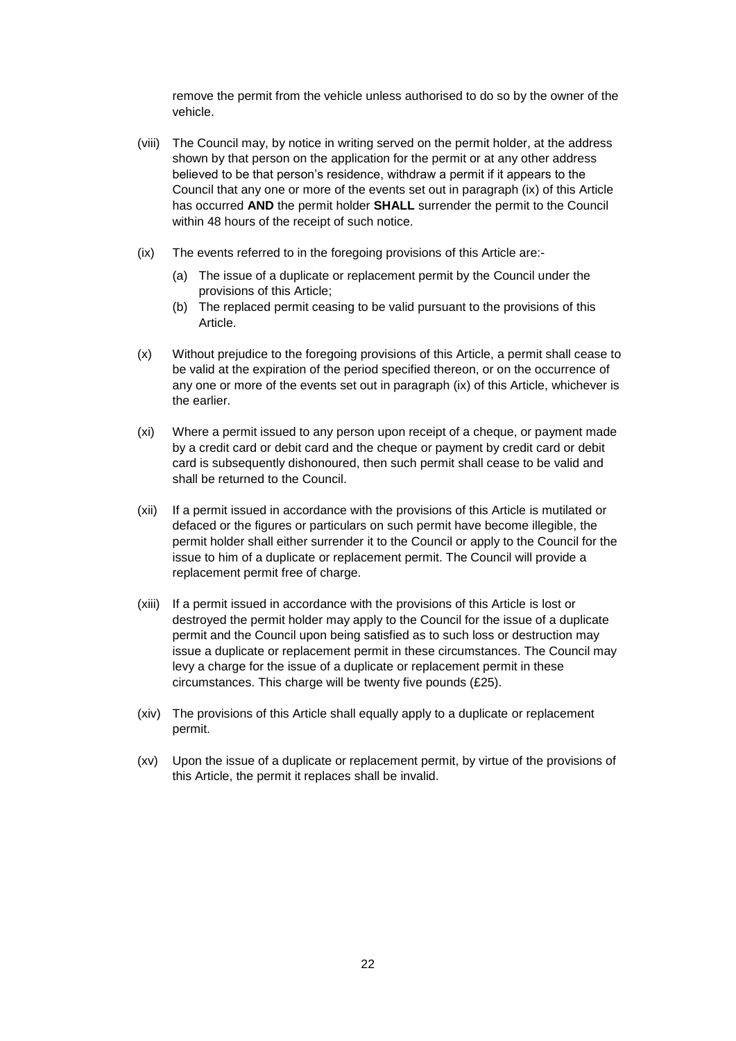remove the permit from the vehicle unless authorised to do so by the owner of the vehicle.

(viii) The Council may, by notice in writing served on the permit holder, at the address shown by that person on the application for the permit or at any other address believed to be that person's residence, withdraw a permit if it appears to the Council that any one or more of the events set out in paragraph (ix) of this Article has occurred **AND** the permit holder **SHALL** surrender the permit to the Council within 48 hours of the receipt of such notice.

(ix) The events referred to in the foregoing provisions of this Article are:-

(a) The issue of a duplicate or replacement permit by the Council under the provisions of this Article;
(b) The replaced permit ceasing to be valid pursuant to the provisions of this Article.

(x) Without prejudice to the foregoing provisions of this Article, a permit shall cease to be valid at the expiration of the period specified thereon, or on the occurrence of any one or more of the events set out in paragraph (ix) of this Article, whichever is the earlier.

(xi) Where a permit issued to any person upon receipt of a cheque, or payment made by a credit card or debit card and the cheque or payment by credit card or debit card is subsequently dishonoured, then such permit shall cease to be valid and shall be returned to the Council.

(xii) If a permit issued in accordance with the provisions of this Article is mutilated or defaced or the figures or particulars on such permit have become illegible, the permit holder shall either surrender it to the Council or apply to the Council for the issue to him of a duplicate or replacement permit. The Council will provide a replacement permit free of charge.

(xiii) If a permit issued in accordance with the provisions of this Article is lost or destroyed the permit holder may apply to the Council for the issue of a duplicate permit and the Council upon being satisfied as to such loss or destruction may issue a duplicate or replacement permit in these circumstances. The Council may levy a charge for the issue of a duplicate or replacement permit in these circumstances. This charge will be twenty five pounds (£25).

(xiv) The provisions of this Article shall equally apply to a duplicate or replacement permit.

(xv) Upon the issue of a duplicate or replacement permit, by virtue of the provisions of this Article, the permit it replaces shall be invalid.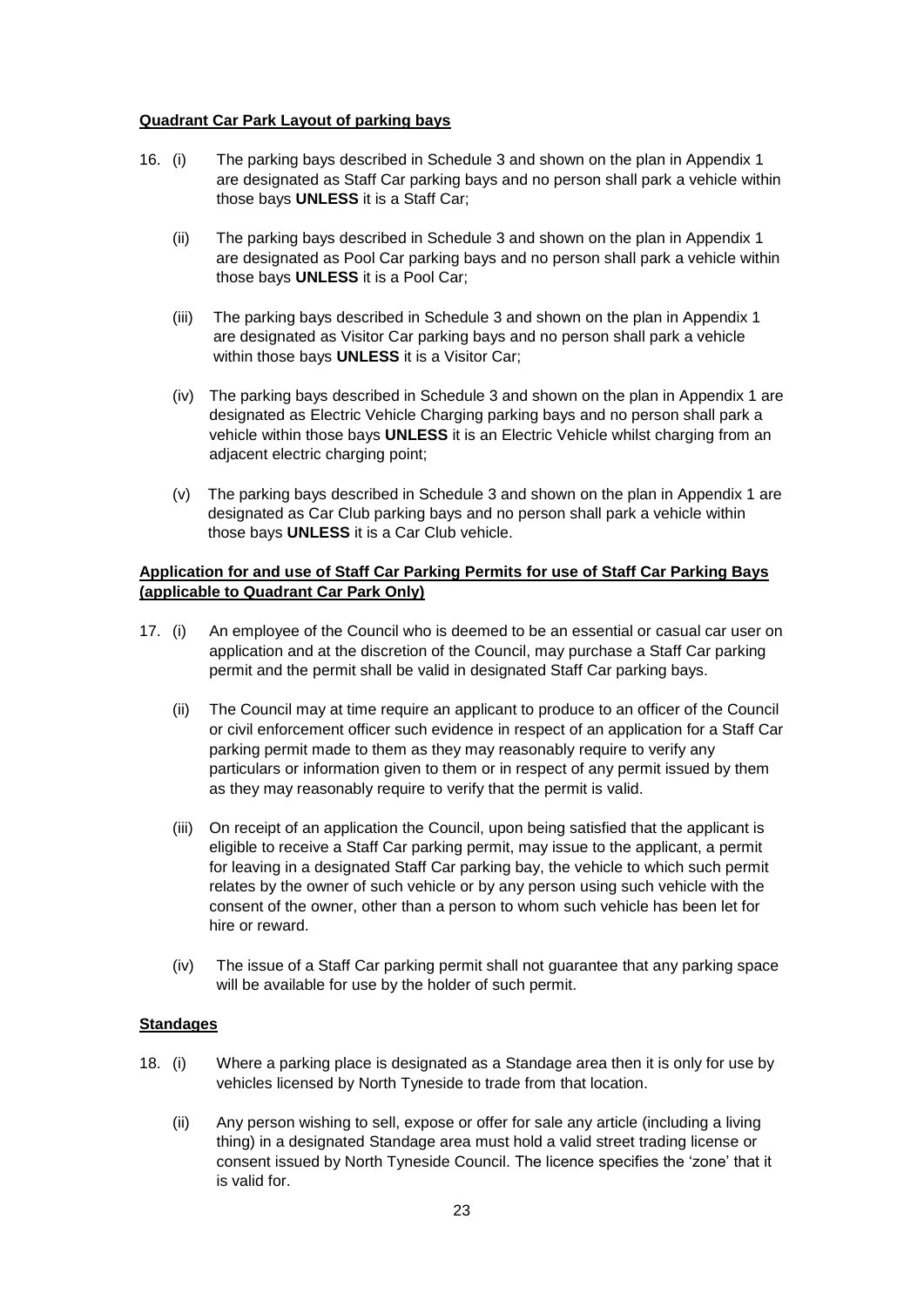**Quadrant Car Park Layout of parking bays**

16. (i) The parking bays described in Schedule 3 and shown on the plan in Appendix 1 are designated as Staff Car parking bays and no person shall park a vehicle within those bays **UNLESS** it is a Staff Car;

    (ii) The parking bays described in Schedule 3 and shown on the plan in Appendix 1 are designated as Pool Car parking bays and no person shall park a vehicle within those bays **UNLESS** it is a Pool Car;

    (iii) The parking bays described in Schedule 3 and shown on the plan in Appendix 1 are designated as Visitor Car parking bays and no person shall park a vehicle within those bays **UNLESS** it is a Visitor Car;

    (iv) The parking bays described in Schedule 3 and shown on the plan in Appendix 1 are designated as Electric Vehicle Charging parking bays and no person shall park a vehicle within those bays **UNLESS** it is an Electric Vehicle whilst charging from an adjacent electric charging point;

    (v) The parking bays described in Schedule 3 and shown on the plan in Appendix 1 are designated as Car Club parking bays and no person shall park a vehicle within those bays **UNLESS** it is a Car Club vehicle.

**Application for and use of Staff Car Parking Permits for use of Staff Car Parking Bays (applicable to Quadrant Car Park Only)**

17. (i) An employee of the Council who is deemed to be an essential or casual car user on application and at the discretion of the Council, may purchase a Staff Car parking permit and the permit shall be valid in designated Staff Car parking bays.

    (ii) The Council may at time require an applicant to produce to an officer of the Council or civil enforcement officer such evidence in respect of an application for a Staff Car parking permit made to them as they may reasonably require to verify any particulars or information given to them or in respect of any permit issued by them as they may reasonably require to verify that the permit is valid.

    (iii) On receipt of an application the Council, upon being satisfied that the applicant is eligible to receive a Staff Car parking permit, may issue to the applicant, a permit for leaving in a designated Staff Car parking bay, the vehicle to which such permit relates by the owner of such vehicle or by any person using such vehicle with the consent of the owner, other than a person to whom such vehicle has been let for hire or reward.

    (iv) The issue of a Staff Car parking permit shall not guarantee that any parking space will be available for use by the holder of such permit.

**Standages**

18. (i) Where a parking place is designated as a Standage area then it is only for use by vehicles licensed by North Tyneside to trade from that location.

    (ii) Any person wishing to sell, expose or offer for sale any article (including a living thing) in a designated Standage area must hold a valid street trading license or consent issued by North Tyneside Council. The licence specifies the 'zone' that it is valid for.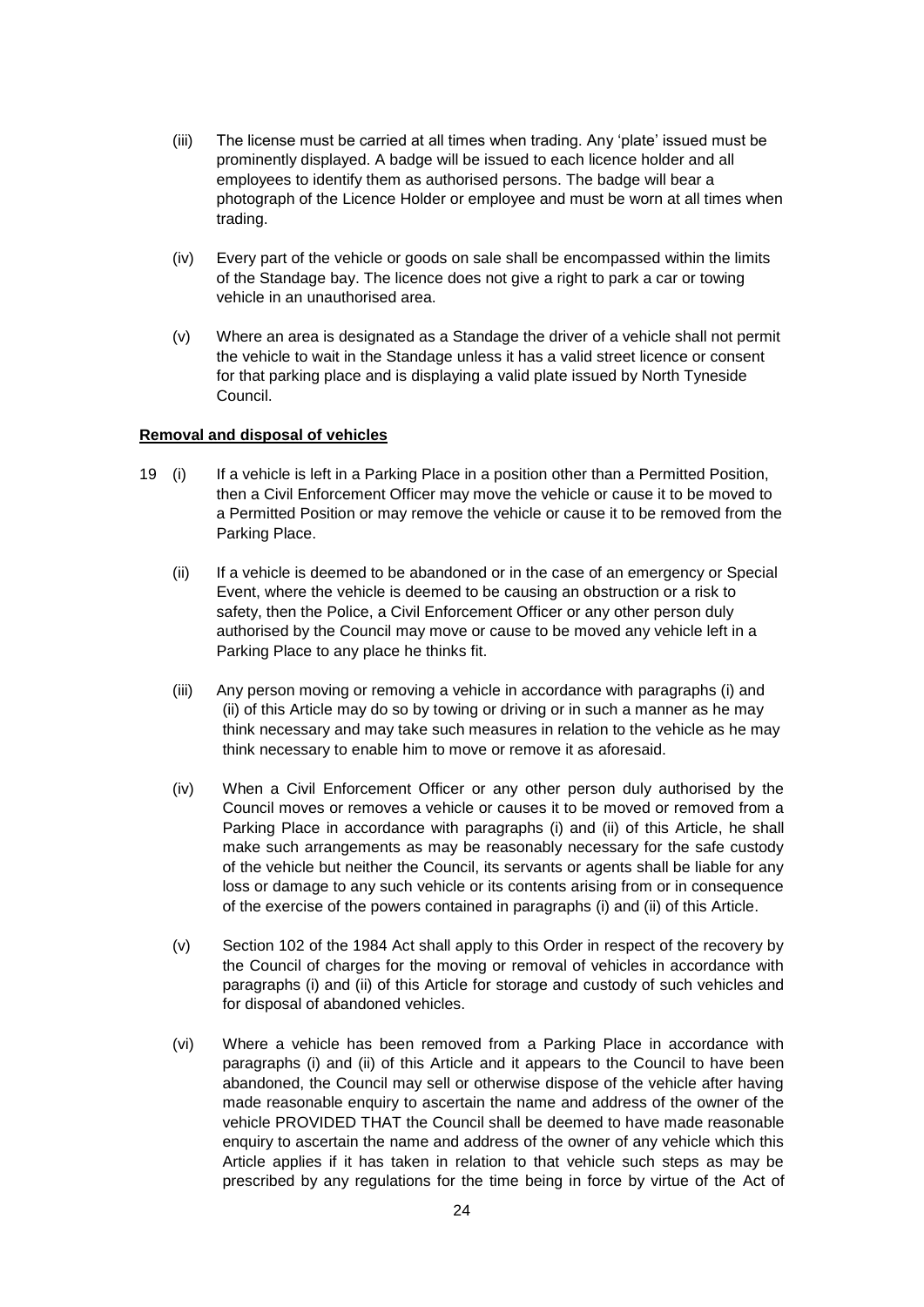(iii) The license must be carried at all times when trading. Any 'plate' issued must be prominently displayed. A badge will be issued to each licence holder and all employees to identify them as authorised persons. The badge will bear a photograph of the Licence Holder or employee and must be worn at all times when trading.

(iv) Every part of the vehicle or goods on sale shall be encompassed within the limits of the Standage bay. The licence does not give a right to park a car or towing vehicle in an unauthorised area.

(v) Where an area is designated as a Standage the driver of a vehicle shall not permit the vehicle to wait in the Standage unless it has a valid street licence or consent for that parking place and is displaying a valid plate issued by North Tyneside Council.

**Removal and disposal of vehicles**

19 (i) If a vehicle is left in a Parking Place in a position other than a Permitted Position, then a Civil Enforcement Officer may move the vehicle or cause it to be moved to a Permitted Position or may remove the vehicle or cause it to be removed from the Parking Place.

(ii) If a vehicle is deemed to be abandoned or in the case of an emergency or Special Event, where the vehicle is deemed to be causing an obstruction or a risk to safety, then the Police, a Civil Enforcement Officer or any other person duly authorised by the Council may move or cause to be moved any vehicle left in a Parking Place to any place he thinks fit.

(iii) Any person moving or removing a vehicle in accordance with paragraphs (i) and (ii) of this Article may do so by towing or driving or in such a manner as he may think necessary and may take such measures in relation to the vehicle as he may think necessary to enable him to move or remove it as aforesaid.

(iv) When a Civil Enforcement Officer or any other person duly authorised by the Council moves or removes a vehicle or causes it to be moved or removed from a Parking Place in accordance with paragraphs (i) and (ii) of this Article, he shall make such arrangements as may be reasonably necessary for the safe custody of the vehicle but neither the Council, its servants or agents shall be liable for any loss or damage to any such vehicle or its contents arising from or in consequence of the exercise of the powers contained in paragraphs (i) and (ii) of this Article.

(v) Section 102 of the 1984 Act shall apply to this Order in respect of the recovery by the Council of charges for the moving or removal of vehicles in accordance with paragraphs (i) and (ii) of this Article for storage and custody of such vehicles and for disposal of abandoned vehicles.

(vi) Where a vehicle has been removed from a Parking Place in accordance with paragraphs (i) and (ii) of this Article and it appears to the Council to have been abandoned, the Council may sell or otherwise dispose of the vehicle after having made reasonable enquiry to ascertain the name and address of the owner of the vehicle PROVIDED THAT the Council shall be deemed to have made reasonable enquiry to ascertain the name and address of the owner of any vehicle which this Article applies if it has taken in relation to that vehicle such steps as may be prescribed by any regulations for the time being in force by virtue of the Act of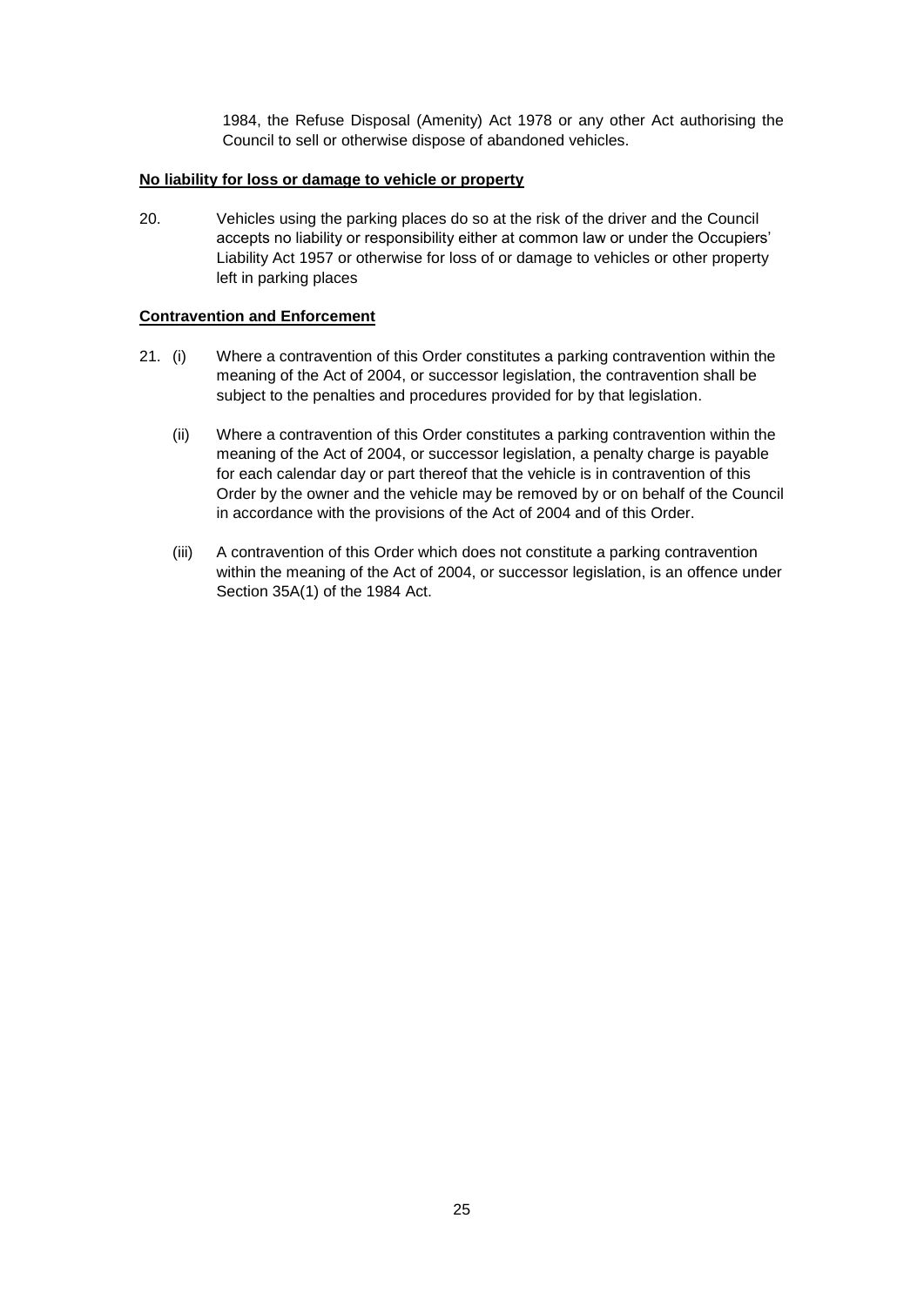1984, the Refuse Disposal (Amenity) Act 1978 or any other Act authorising the Council to sell or otherwise dispose of abandoned vehicles.

**No liability for loss or damage to vehicle or property**

20. Vehicles using the parking places do so at the risk of the driver and the Council accepts no liability or responsibility either at common law or under the Occupiers' Liability Act 1957 or otherwise for loss of or damage to vehicles or other property left in parking places

**Contravention and Enforcement**

21. (i) Where a contravention of this Order constitutes a parking contravention within the meaning of the Act of 2004, or successor legislation, the contravention shall be subject to the penalties and procedures provided for by that legislation.

    (ii) Where a contravention of this Order constitutes a parking contravention within the meaning of the Act of 2004, or successor legislation, a penalty charge is payable for each calendar day or part thereof that the vehicle is in contravention of this Order by the owner and the vehicle may be removed by or on behalf of the Council in accordance with the provisions of the Act of 2004 and of this Order.

    (iii) A contravention of this Order which does not constitute a parking contravention within the meaning of the Act of 2004, or successor legislation, is an offence under Section 35A(1) of the 1984 Act.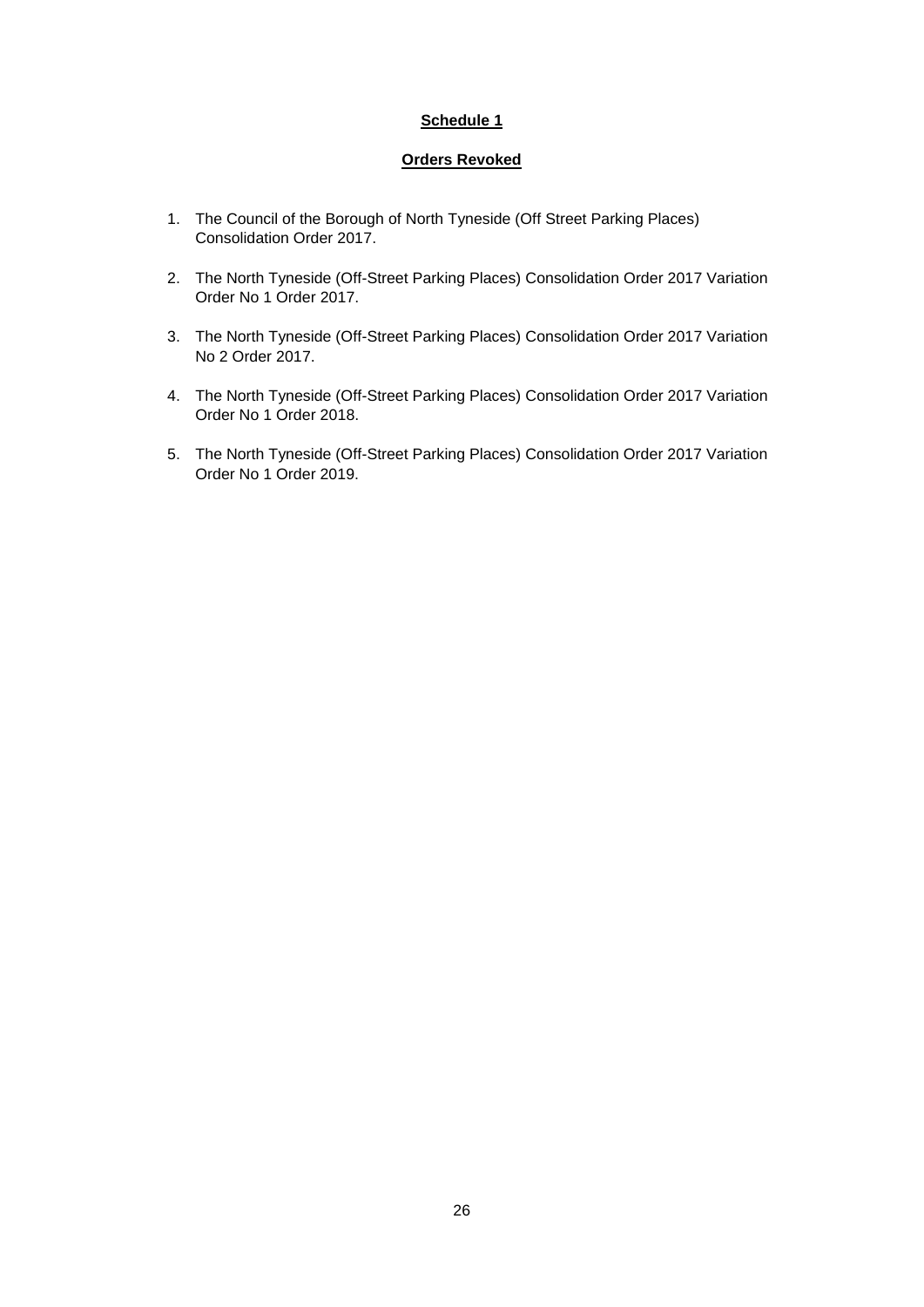## Schedule 1

### Orders Revoked

1. The Council of the Borough of North Tyneside (Off Street Parking Places) Consolidation Order 2017.

2. The North Tyneside (Off-Street Parking Places) Consolidation Order 2017 Variation Order No 1 Order 2017.

3. The North Tyneside (Off-Street Parking Places) Consolidation Order 2017 Variation No 2 Order 2017.

4. The North Tyneside (Off-Street Parking Places) Consolidation Order 2017 Variation Order No 1 Order 2018.

5. The North Tyneside (Off-Street Parking Places) Consolidation Order 2017 Variation Order No 1 Order 2019.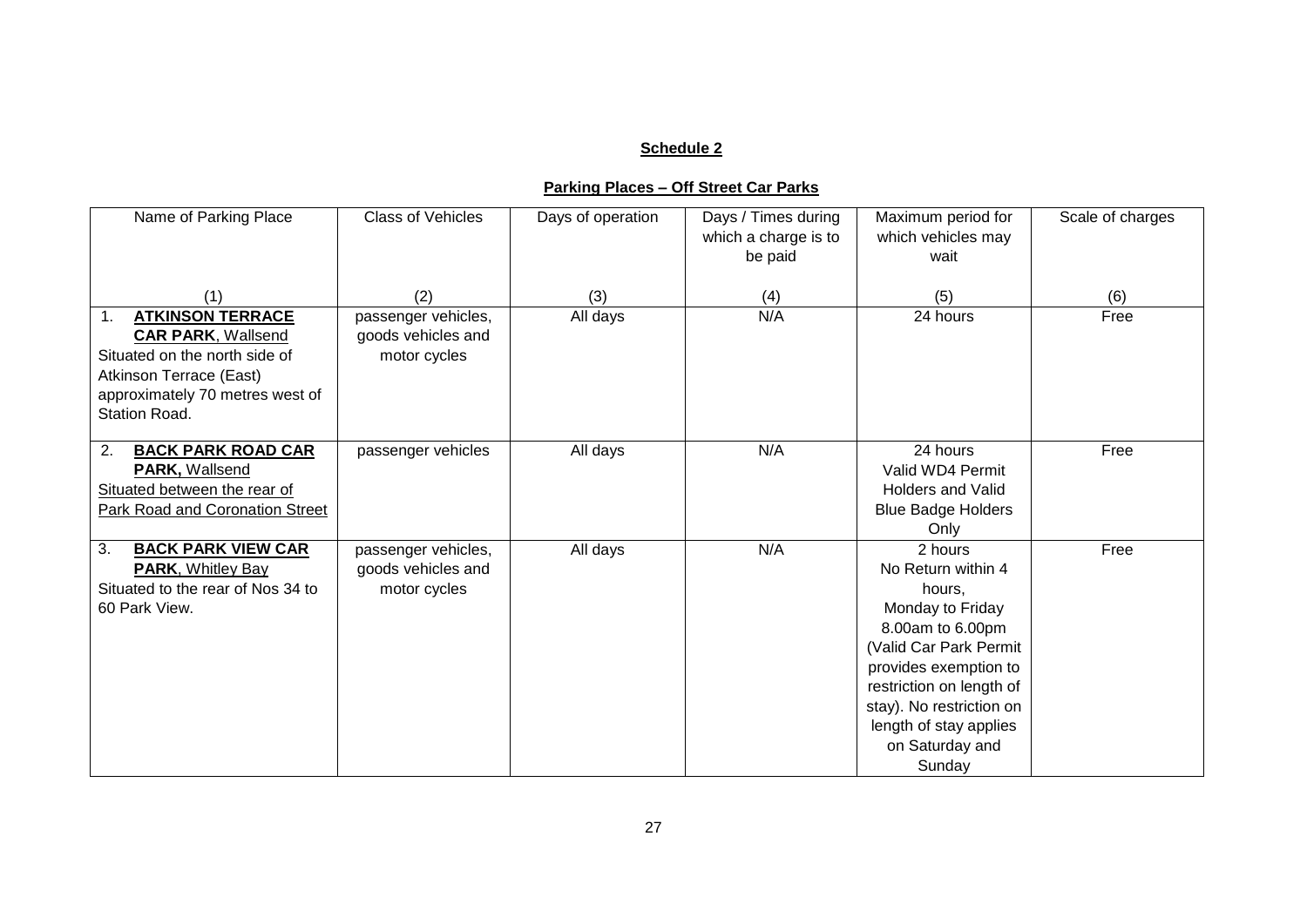**Schedule 2**

**Parking Places – Off Street Car Parks**

| Name of Parking Place<br>(1) | Class of Vehicles<br>(2) | Days of operation<br>(3) | Days / Times during which a charge is to be paid<br>(4) | Maximum period for which vehicles may wait<br>(5) | Scale of charges<br>(6) |
|---|---|---|---|---|---|
| 1. **ATKINSON TERRACE CAR PARK**, Wallsend<br>Situated on the north side of Atkinson Terrace (East) approximately 70 metres west of Station Road. | passenger vehicles, goods vehicles and motor cycles | All days | N/A | 24 hours | Free |
| 2. **BACK PARK ROAD CAR PARK,** Wallsend<br>Situated between the rear of Park Road and Coronation Street | passenger vehicles | All days | N/A | 24 hours<br>Valid WD4 Permit Holders and Valid Blue Badge Holders Only | Free |
| 3. **BACK PARK VIEW CAR PARK**, Whitley Bay<br>Situated to the rear of Nos 34 to 60 Park View. | passenger vehicles, goods vehicles and motor cycles | All days | N/A | 2 hours<br>No Return within 4 hours,<br>Monday to Friday 8.00am to 6.00pm<br>(Valid Car Park Permit provides exemption to restriction on length of stay). No restriction on length of stay applies on Saturday and Sunday | Free |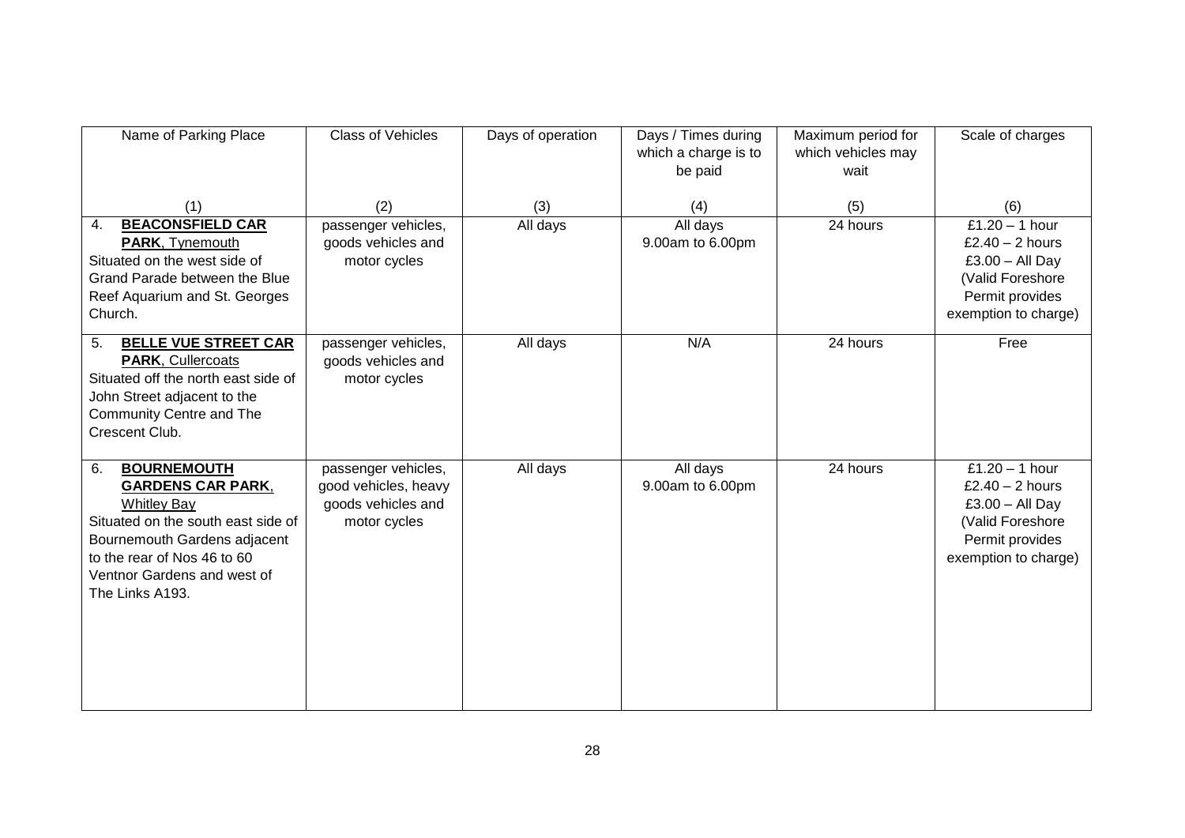| Name of Parking Place<br><br>(1) | Class of Vehicles<br><br>(2) | Days of operation<br><br>(3) | Days / Times during which a charge is to be paid<br>(4) | Maximum period for which vehicles may wait<br>(5) | Scale of charges<br><br>(6) |
|---|---|---|---|---|---|
| 4. **BEACONSFIELD CAR PARK**, Tynemouth<br>Situated on the west side of Grand Parade between the Blue Reef Aquarium and St. Georges Church. | passenger vehicles, goods vehicles and motor cycles | All days | All days<br>9.00am to 6.00pm | 24 hours | £1.20 – 1 hour<br>£2.40 – 2 hours<br>£3.00 – All Day<br>(Valid Foreshore Permit provides exemption to charge) |
| 5. **BELLE VUE STREET CAR PARK**, Cullercoats<br>Situated off the north east side of John Street adjacent to the Community Centre and The Crescent Club. | passenger vehicles, goods vehicles and motor cycles | All days | N/A | 24 hours | Free |
| 6. **BOURNEMOUTH GARDENS CAR PARK**, Whitley Bay<br>Situated on the south east side of Bournemouth Gardens adjacent to the rear of Nos 46 to 60 Ventnor Gardens and west of The Links A193. | passenger vehicles, good vehicles, heavy goods vehicles and motor cycles | All days | All days<br>9.00am to 6.00pm | 24 hours | £1.20 – 1 hour<br>£2.40 – 2 hours<br>£3.00 – All Day<br>(Valid Foreshore Permit provides exemption to charge) |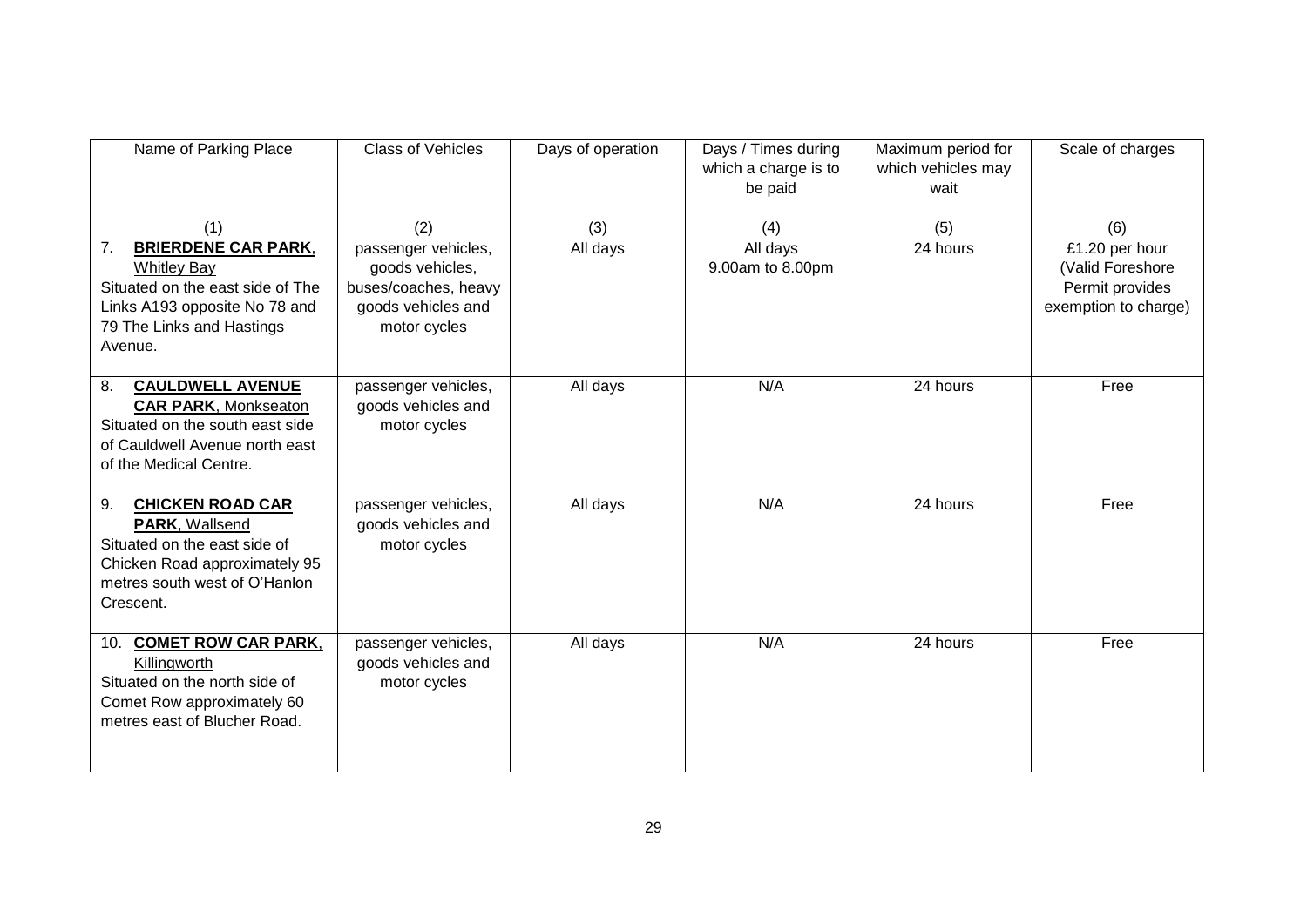| Name of Parking Place<br><br>(1) | Class of Vehicles<br><br>(2) | Days of operation<br><br>(3) | Days / Times during which a charge is to be paid<br>(4) | Maximum period for which vehicles may wait<br>(5) | Scale of charges<br><br>(6) |
|---|---|---|---|---|---|
| 7. **BRIERDENE CAR PARK**, Whitley Bay<br>Situated on the east side of The Links A193 opposite No 78 and 79 The Links and Hastings Avenue. | passenger vehicles, goods vehicles, buses/coaches, heavy goods vehicles and motor cycles | All days | All days<br>9.00am to 8.00pm | 24 hours | £1.20 per hour (Valid Foreshore Permit provides exemption to charge) |
| 8. **CAULDWELL AVENUE CAR PARK**, Monkseaton<br>Situated on the south east side of Cauldwell Avenue north east of the Medical Centre. | passenger vehicles, goods vehicles and motor cycles | All days | N/A | 24 hours | Free |
| 9. **CHICKEN ROAD CAR PARK**, Wallsend<br>Situated on the east side of Chicken Road approximately 95 metres south west of O'Hanlon Crescent. | passenger vehicles, goods vehicles and motor cycles | All days | N/A | 24 hours | Free |
| 10. **COMET ROW CAR PARK**, Killingworth<br>Situated on the north side of Comet Row approximately 60 metres east of Blucher Road. | passenger vehicles, goods vehicles and motor cycles | All days | N/A | 24 hours | Free |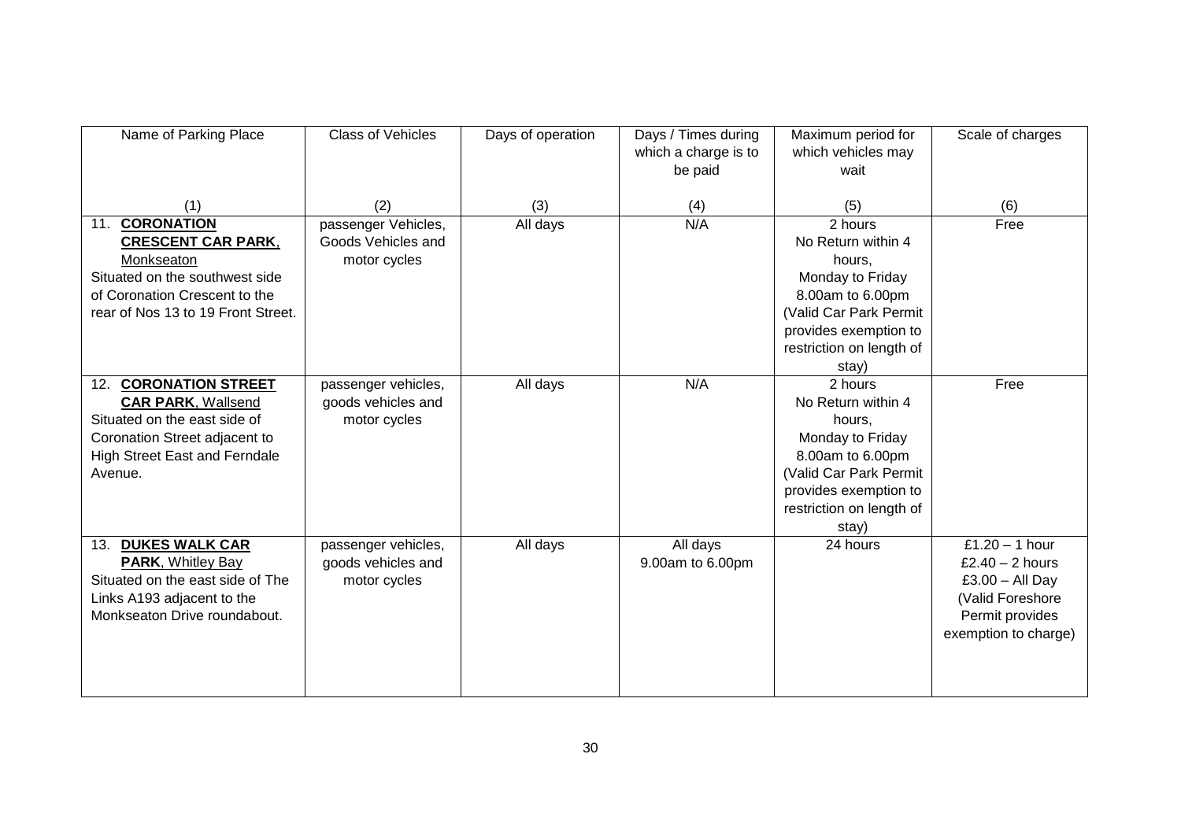| Name of Parking Place<br><br>(1) | Class of Vehicles<br><br>(2) | Days of operation<br><br>(3) | Days / Times during which a charge is to be paid<br>(4) | Maximum period for which vehicles may wait<br>(5) | Scale of charges<br><br>(6) |
|---|---|---|---|---|---|
| 11. **CORONATION CRESCENT CAR PARK**, Monkseaton<br>Situated on the southwest side of Coronation Crescent to the rear of Nos 13 to 19 Front Street. | passenger Vehicles, Goods Vehicles and motor cycles | All days | N/A | 2 hours<br>No Return within 4 hours,<br>Monday to Friday<br>8.00am to 6.00pm<br>(Valid Car Park Permit provides exemption to restriction on length of stay) | Free |
| 12. **CORONATION STREET CAR PARK**, Wallsend<br>Situated on the east side of Coronation Street adjacent to High Street East and Ferndale Avenue. | passenger vehicles, goods vehicles and motor cycles | All days | N/A | 2 hours<br>No Return within 4 hours,<br>Monday to Friday<br>8.00am to 6.00pm<br>(Valid Car Park Permit provides exemption to restriction on length of stay) | Free |
| 13. **DUKES WALK CAR PARK**, Whitley Bay<br>Situated on the east side of The Links A193 adjacent to the Monkseaton Drive roundabout. | passenger vehicles, goods vehicles and motor cycles | All days | All days<br>9.00am to 6.00pm | 24 hours | £1.20 – 1 hour<br>£2.40 – 2 hours<br>£3.00 – All Day<br>(Valid Foreshore Permit provides exemption to charge) |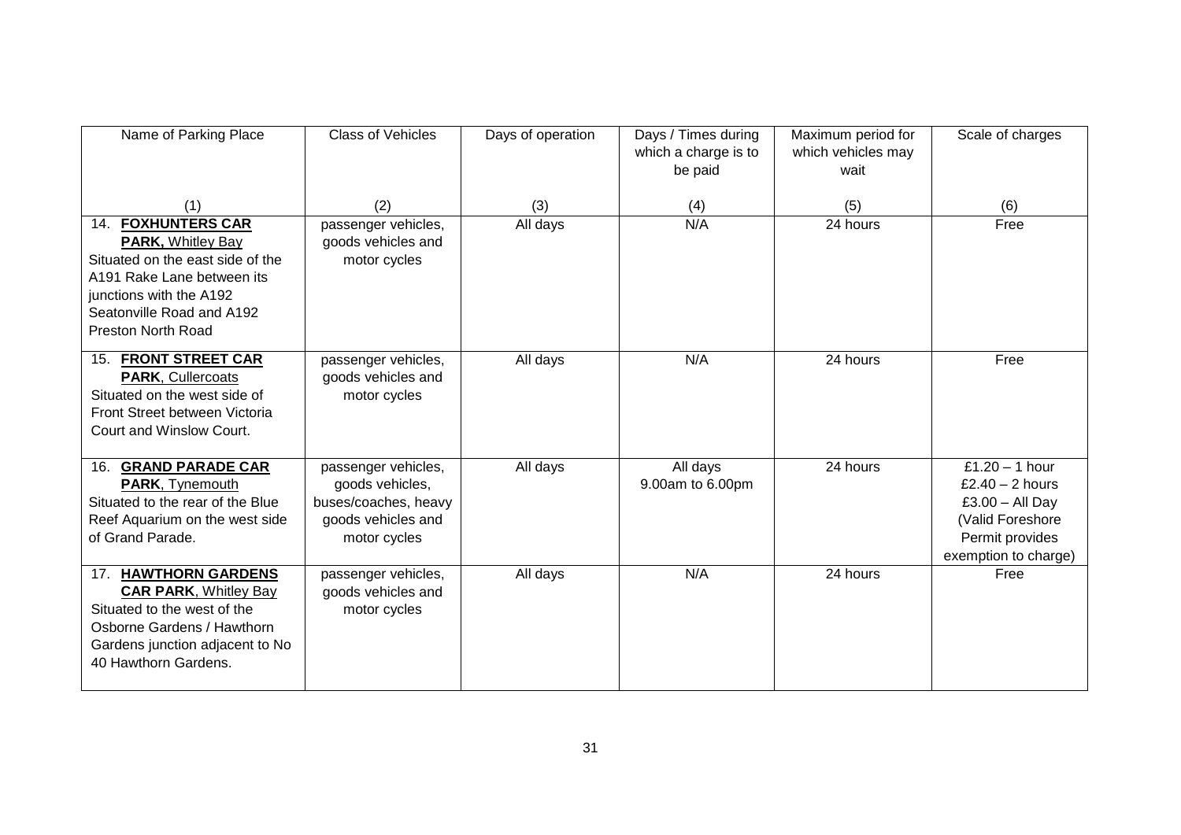| Name of Parking Place<br><br>(1) | Class of Vehicles<br><br>(2) | Days of operation<br><br>(3) | Days / Times during which a charge is to be paid<br><br>(4) | Maximum period for which vehicles may wait<br><br>(5) | Scale of charges<br><br>(6) |
|---|---|---|---|---|---|
| 14. **FOXHUNTERS CAR PARK,** Whitley Bay<br>Situated on the east side of the A191 Rake Lane between its junctions with the A192 Seatonville Road and A192 Preston North Road | passenger vehicles, goods vehicles and motor cycles | All days | N/A | 24 hours | Free |
| 15. **FRONT STREET CAR PARK**, Cullercoats<br>Situated on the west side of Front Street between Victoria Court and Winslow Court. | passenger vehicles, goods vehicles and motor cycles | All days | N/A | 24 hours | Free |
| 16. **GRAND PARADE CAR PARK**, Tynemouth<br>Situated to the rear of the Blue Reef Aquarium on the west side of Grand Parade. | passenger vehicles, goods vehicles, buses/coaches, heavy goods vehicles and motor cycles | All days | All days<br>9.00am to 6.00pm | 24 hours | £1.20 – 1 hour<br>£2.40 – 2 hours<br>£3.00 – All Day<br>(Valid Foreshore Permit provides exemption to charge) |
| 17. **HAWTHORN GARDENS CAR PARK**, Whitley Bay<br>Situated to the west of the Osborne Gardens / Hawthorn Gardens junction adjacent to No 40 Hawthorn Gardens. | passenger vehicles, goods vehicles and motor cycles | All days | N/A | 24 hours | Free |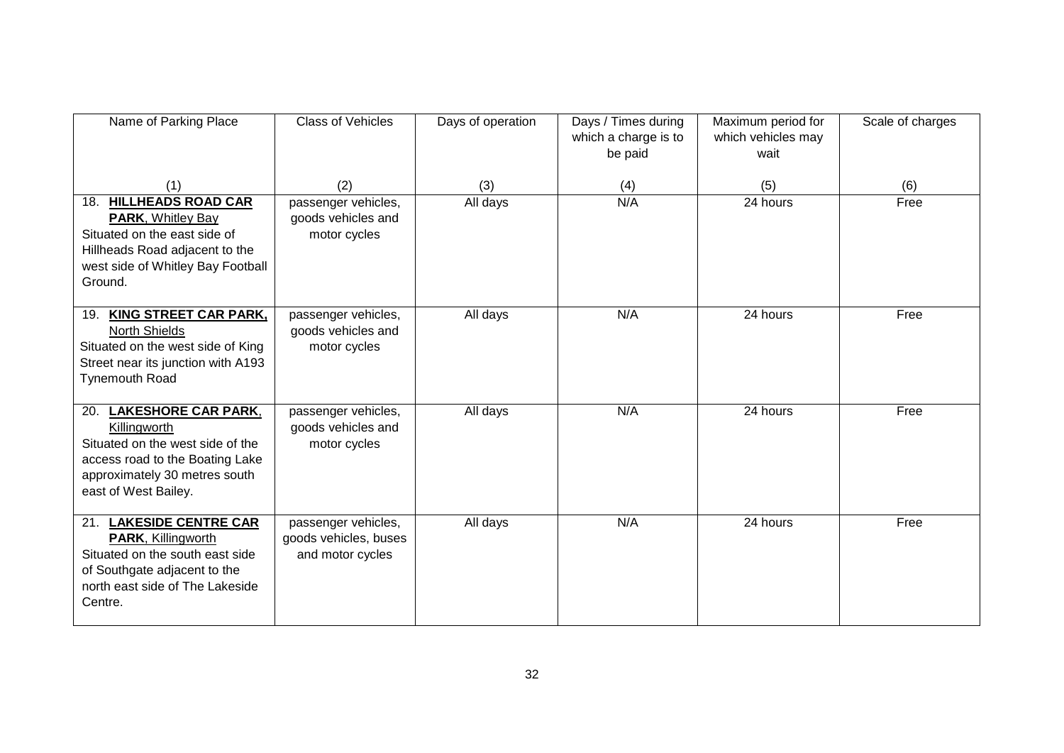| Name of Parking Place<br><br>(1) | Class of Vehicles<br><br>(2) | Days of operation<br><br>(3) | Days / Times during which a charge is to be paid<br>(4) | Maximum period for which vehicles may wait<br>(5) | Scale of charges<br><br>(6) |
|---|---|---|---|---|---|
| 18. **HILLHEADS ROAD CAR PARK**, Whitley Bay<br>Situated on the east side of Hillheads Road adjacent to the west side of Whitley Bay Football Ground. | passenger vehicles, goods vehicles and motor cycles | All days | N/A | 24 hours | Free |
| 19. **KING STREET CAR PARK,** North Shields<br>Situated on the west side of King Street near its junction with A193 Tynemouth Road | passenger vehicles, goods vehicles and motor cycles | All days | N/A | 24 hours | Free |
| 20. **LAKESHORE CAR PARK**, Killingworth<br>Situated on the west side of the access road to the Boating Lake approximately 30 metres south east of West Bailey. | passenger vehicles, goods vehicles and motor cycles | All days | N/A | 24 hours | Free |
| 21. **LAKESIDE CENTRE CAR PARK**, Killingworth<br>Situated on the south east side of Southgate adjacent to the north east side of The Lakeside Centre. | passenger vehicles, goods vehicles, buses and motor cycles | All days | N/A | 24 hours | Free |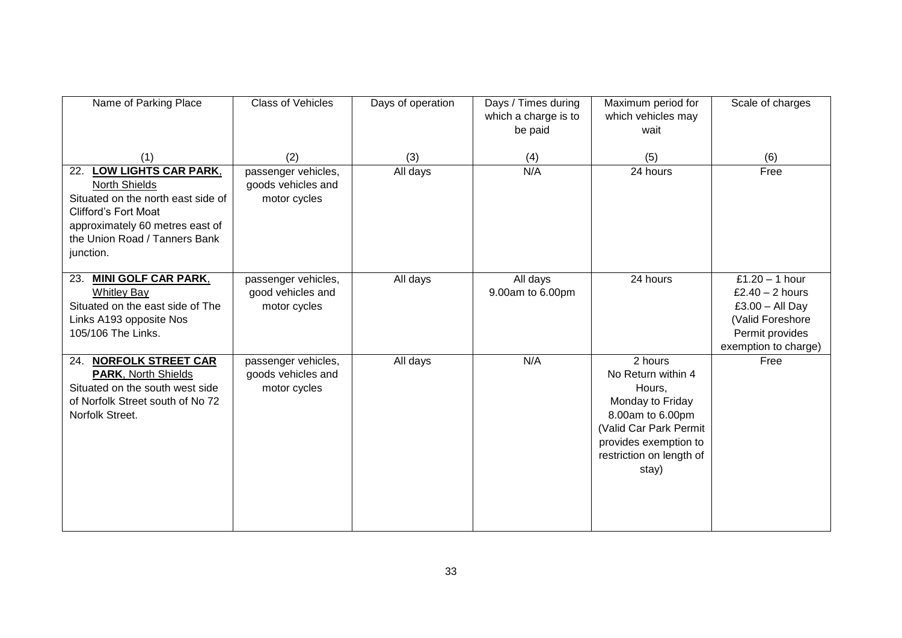| Name of Parking Place | Class of Vehicles | Days of operation | Days / Times during which a charge is to be paid | Maximum period for which vehicles may wait | Scale of charges |
|---|---|---|---|---|---|
| (1) | (2) | (3) | (4) | (5) | (6) |
| 22. **LOW LIGHTS CAR PARK**, North Shields<br>Situated on the north east side of Clifford's Fort Moat approximately 60 metres east of the Union Road / Tanners Bank junction. | passenger vehicles, goods vehicles and motor cycles | All days | N/A | 24 hours | Free |
| 23. **MINI GOLF CAR PARK**, Whitley Bay<br>Situated on the east side of The Links A193 opposite Nos 105/106 The Links. | passenger vehicles, good vehicles and motor cycles | All days | All days<br>9.00am to 6.00pm | 24 hours | £1.20 – 1 hour<br>£2.40 – 2 hours<br>£3.00 – All Day<br>(Valid Foreshore Permit provides exemption to charge) |
| 24. **NORFOLK STREET CAR PARK**, North Shields<br>Situated on the south west side of Norfolk Street south of No 72 Norfolk Street. | passenger vehicles, goods vehicles and motor cycles | All days | N/A | 2 hours<br>No Return within 4 Hours,<br>Monday to Friday<br>8.00am to 6.00pm<br>(Valid Car Park Permit provides exemption to restriction on length of stay) | Free |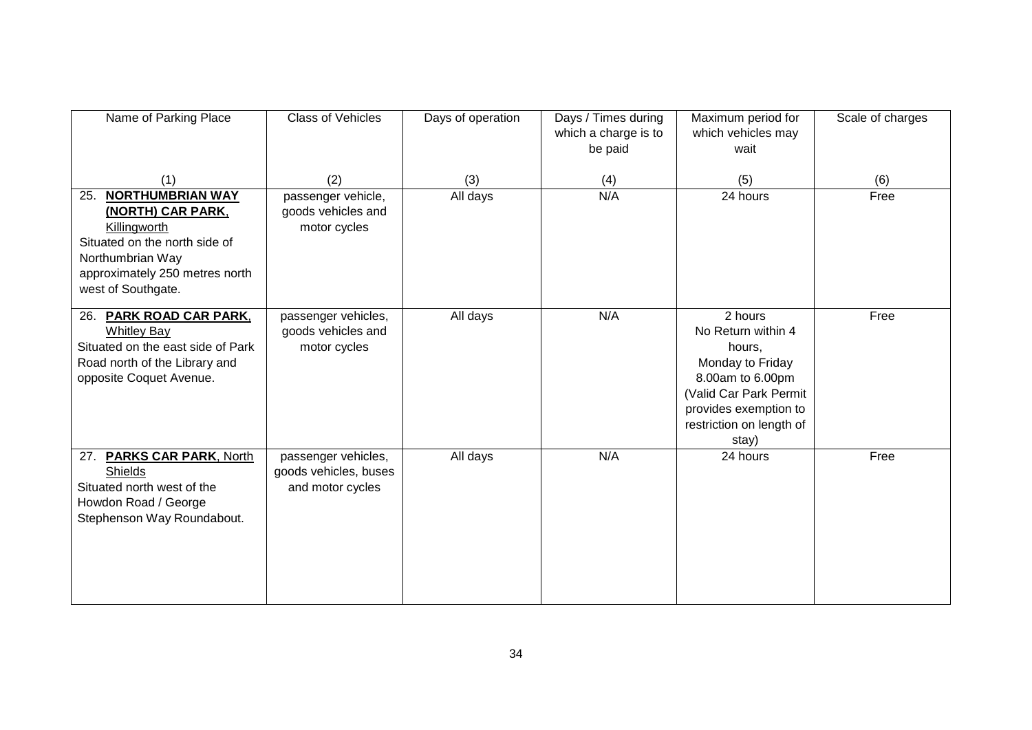| Name of Parking Place<br><br>(1) | Class of Vehicles<br><br>(2) | Days of operation<br><br>(3) | Days / Times during which a charge is to be paid<br><br>(4) | Maximum period for which vehicles may wait<br><br>(5) | Scale of charges<br><br>(6) |
|---|---|---|---|---|---|
| 25. **NORTHUMBRIAN WAY (NORTH) CAR PARK**, Killingworth<br>Situated on the north side of Northumbrian Way approximately 250 metres north west of Southgate. | passenger vehicle, goods vehicles and motor cycles | All days | N/A | 24 hours | Free |
| 26. **PARK ROAD CAR PARK**, Whitley Bay<br>Situated on the east side of Park Road north of the Library and opposite Coquet Avenue. | passenger vehicles, goods vehicles and motor cycles | All days | N/A | 2 hours<br>No Return within 4 hours,<br>Monday to Friday<br>8.00am to 6.00pm<br>(Valid Car Park Permit provides exemption to restriction on length of stay) | Free |
| 27. **PARKS CAR PARK**, North Shields<br>Situated north west of the Howdon Road / George Stephenson Way Roundabout. | passenger vehicles, goods vehicles, buses and motor cycles | All days | N/A | 24 hours | Free |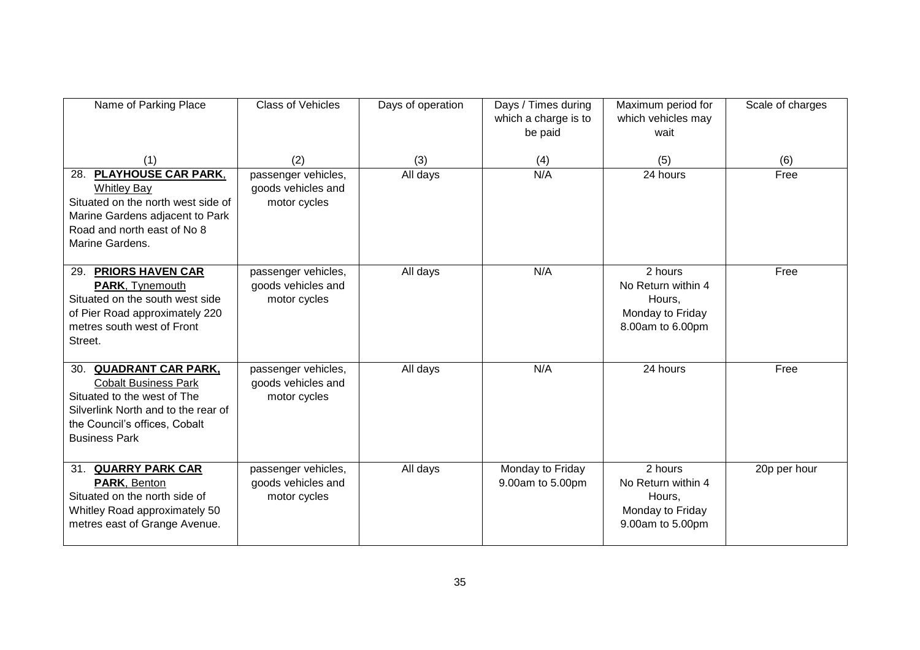| Name of Parking Place | Class of Vehicles | Days of operation | Days / Times during which a charge is to be paid | Maximum period for which vehicles may wait | Scale of charges |
|---|---|---|---|---|---|
| (1) | (2) | (3) | (4) | (5) | (6) |
| 28. **PLAYHOUSE CAR PARK**, Whitley Bay<br>Situated on the north west side of Marine Gardens adjacent to Park Road and north east of No 8 Marine Gardens. | passenger vehicles, goods vehicles and motor cycles | All days | N/A | 24 hours | Free |
| 29. **PRIORS HAVEN CAR PARK**, Tynemouth<br>Situated on the south west side of Pier Road approximately 220 metres south west of Front Street. | passenger vehicles, goods vehicles and motor cycles | All days | N/A | 2 hours<br>No Return within 4 Hours,<br>Monday to Friday<br>8.00am to 6.00pm | Free |
| 30. **QUADRANT CAR PARK,** Cobalt Business Park<br>Situated to the west of The Silverlink North and to the rear of the Council's offices, Cobalt Business Park | passenger vehicles, goods vehicles and motor cycles | All days | N/A | 24 hours | Free |
| 31. **QUARRY PARK CAR PARK**, Benton<br>Situated on the north side of Whitley Road approximately 50 metres east of Grange Avenue. | passenger vehicles, goods vehicles and motor cycles | All days | Monday to Friday<br>9.00am to 5.00pm | 2 hours<br>No Return within 4 Hours,<br>Monday to Friday<br>9.00am to 5.00pm | 20p per hour |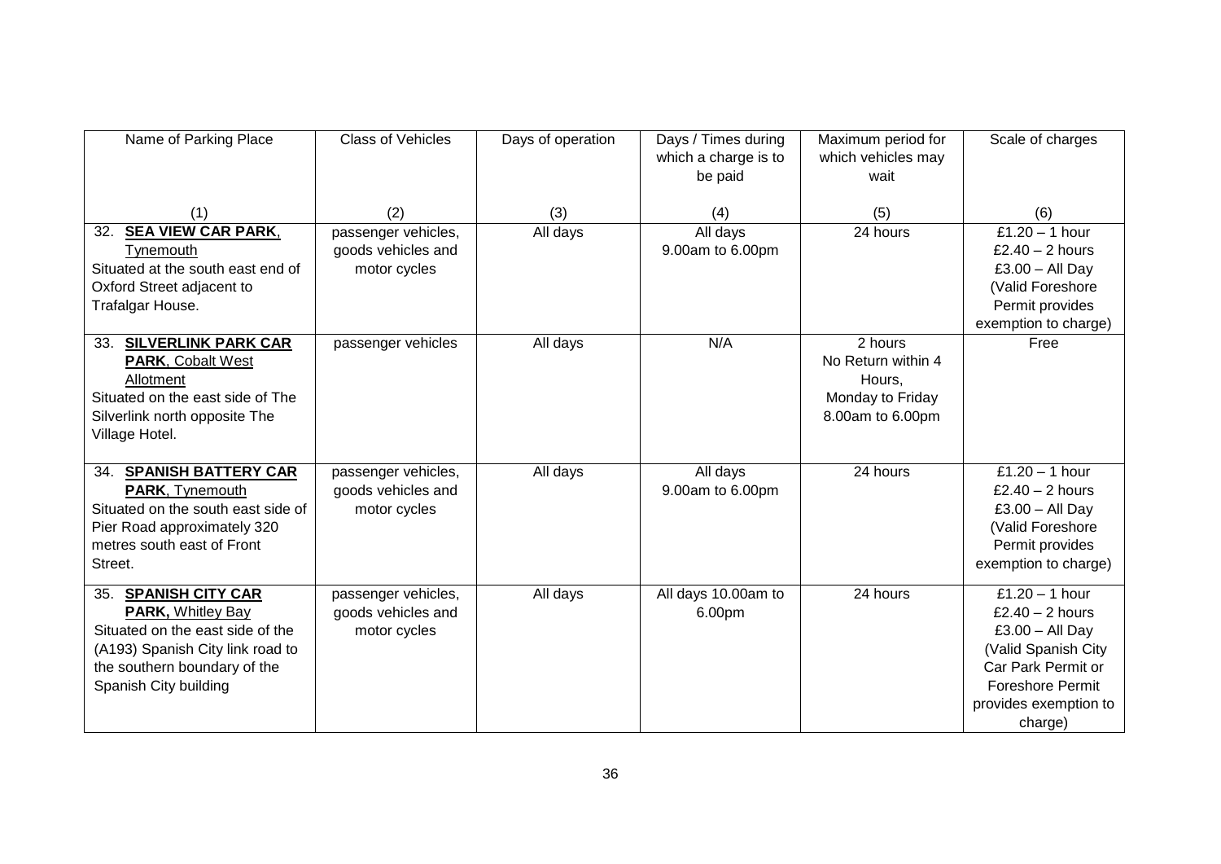| Name of Parking Place<br><br>(1) | Class of Vehicles<br><br>(2) | Days of operation<br><br>(3) | Days / Times during which a charge is to be paid<br><br>(4) | Maximum period for which vehicles may wait<br><br>(5) | Scale of charges<br><br>(6) |
|---|---|---|---|---|---|
| 32. **SEA VIEW CAR PARK**, Tynemouth<br>Situated at the south east end of Oxford Street adjacent to Trafalgar House. | passenger vehicles, goods vehicles and motor cycles | All days | All days 9.00am to 6.00pm | 24 hours | £1.20 – 1 hour<br>£2.40 – 2 hours<br>£3.00 – All Day<br>(Valid Foreshore Permit provides exemption to charge) |
| 33. **SILVERLINK PARK CAR PARK**, Cobalt West Allotment<br>Situated on the east side of The Silverlink north opposite The Village Hotel. | passenger vehicles | All days | N/A | 2 hours<br>No Return within 4 Hours,<br>Monday to Friday<br>8.00am to 6.00pm | Free |
| 34. **SPANISH BATTERY CAR PARK**, Tynemouth<br>Situated on the south east side of Pier Road approximately 320 metres south east of Front Street. | passenger vehicles, goods vehicles and motor cycles | All days | All days 9.00am to 6.00pm | 24 hours | £1.20 – 1 hour<br>£2.40 – 2 hours<br>£3.00 – All Day<br>(Valid Foreshore Permit provides exemption to charge) |
| 35. **SPANISH CITY CAR PARK,** Whitley Bay<br>Situated on the east side of the (A193) Spanish City link road to the southern boundary of the Spanish City building | passenger vehicles, goods vehicles and motor cycles | All days | All days 10.00am to 6.00pm | 24 hours | £1.20 – 1 hour<br>£2.40 – 2 hours<br>£3.00 – All Day<br>(Valid Spanish City Car Park Permit or Foreshore Permit provides exemption to charge) |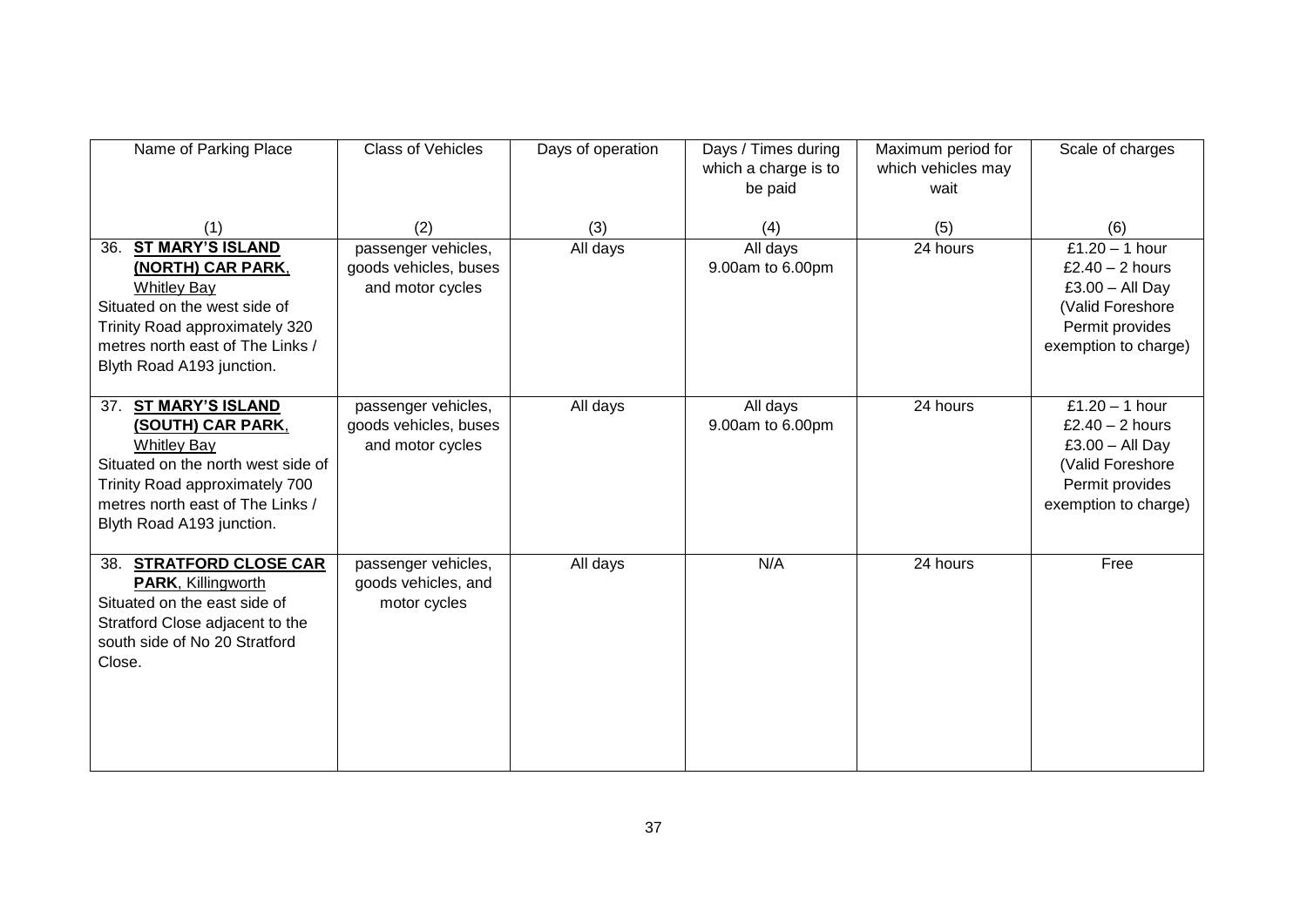| Name of Parking Place | Class of Vehicles | Days of operation | Days / Times during which a charge is to be paid | Maximum period for which vehicles may wait | Scale of charges |
|---|---|---|---|---|---|
| (1) | (2) | (3) | (4) | (5) | (6) |
| 36. **ST MARY'S ISLAND (NORTH) CAR PARK**, Whitley Bay<br>Situated on the west side of Trinity Road approximately 320 metres north east of The Links / Blyth Road A193 junction. | passenger vehicles, goods vehicles, buses and motor cycles | All days | All days<br>9.00am to 6.00pm | 24 hours | £1.20 – 1 hour<br>£2.40 – 2 hours<br>£3.00 – All Day<br>(Valid Foreshore Permit provides exemption to charge) |
| 37. **ST MARY'S ISLAND (SOUTH) CAR PARK**, Whitley Bay<br>Situated on the north west side of Trinity Road approximately 700 metres north east of The Links / Blyth Road A193 junction. | passenger vehicles, goods vehicles, buses and motor cycles | All days | All days<br>9.00am to 6.00pm | 24 hours | £1.20 – 1 hour<br>£2.40 – 2 hours<br>£3.00 – All Day<br>(Valid Foreshore Permit provides exemption to charge) |
| 38. **STRATFORD CLOSE CAR PARK**, Killingworth<br>Situated on the east side of Stratford Close adjacent to the south side of No 20 Stratford Close. | passenger vehicles, goods vehicles, and motor cycles | All days | N/A | 24 hours | Free |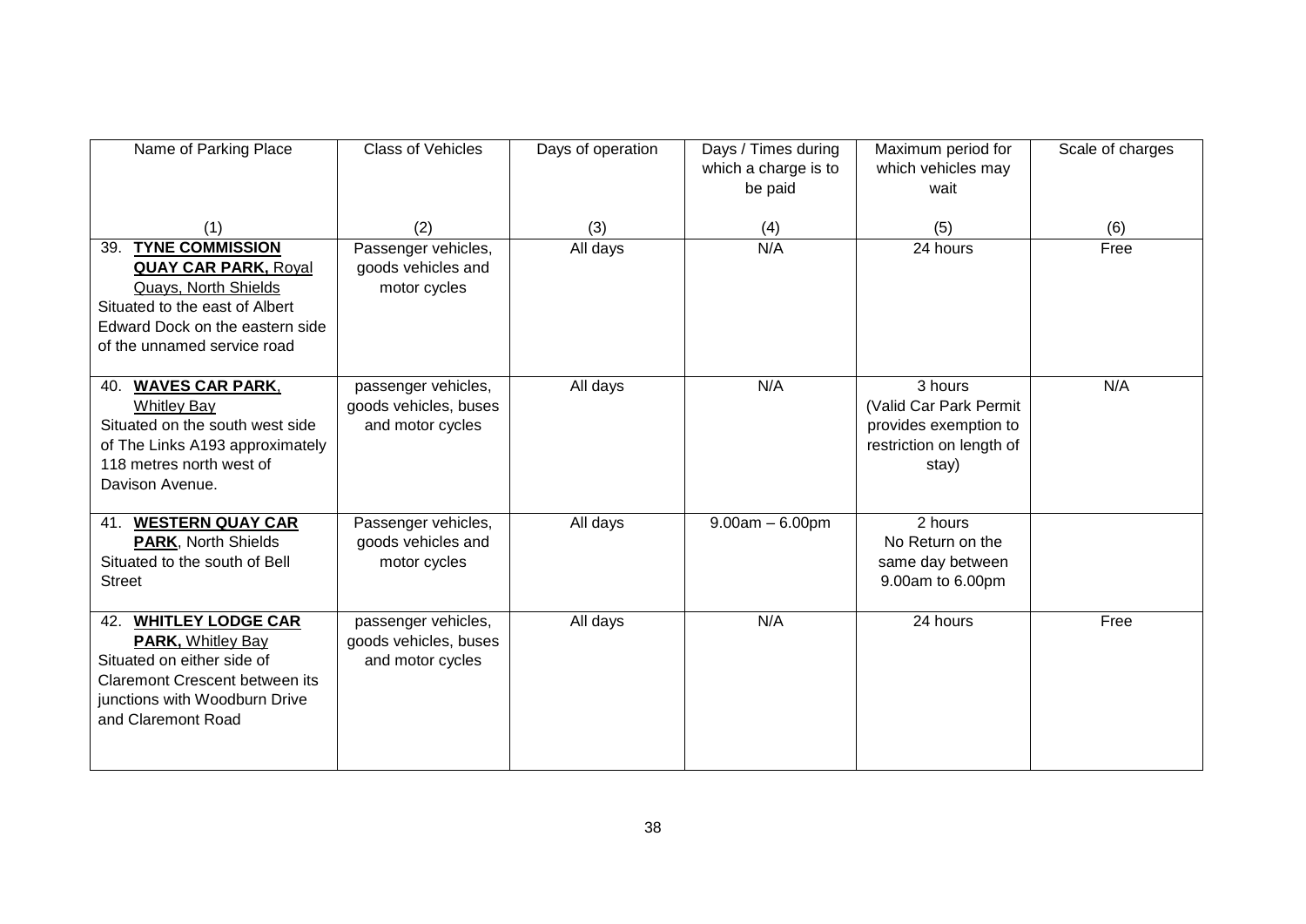| Name of Parking Place<br><br>(1) | Class of Vehicles<br><br>(2) | Days of operation<br><br>(3) | Days / Times during which a charge is to be paid<br>(4) | Maximum period for which vehicles may wait<br>(5) | Scale of charges<br><br>(6) |
|---|---|---|---|---|---|
| 39. **TYNE COMMISSION QUAY CAR PARK,** Royal Quays, North Shields<br>Situated to the east of Albert Edward Dock on the eastern side of the unnamed service road | Passenger vehicles, goods vehicles and motor cycles | All days | N/A | 24 hours | Free |
| 40. **WAVES CAR PARK**, Whitley Bay<br>Situated on the south west side of The Links A193 approximately 118 metres north west of Davison Avenue. | passenger vehicles, goods vehicles, buses and motor cycles | All days | N/A | 3 hours<br>(Valid Car Park Permit provides exemption to restriction on length of stay) | N/A |
| 41. **WESTERN QUAY CAR PARK**, North Shields<br>Situated to the south of Bell Street | Passenger vehicles, goods vehicles and motor cycles | All days | 9.00am – 6.00pm | 2 hours<br>No Return on the same day between 9.00am to 6.00pm | |
| 42. **WHITLEY LODGE CAR PARK,** Whitley Bay<br>Situated on either side of Claremont Crescent between its junctions with Woodburn Drive and Claremont Road | passenger vehicles, goods vehicles, buses and motor cycles | All days | N/A | 24 hours | Free |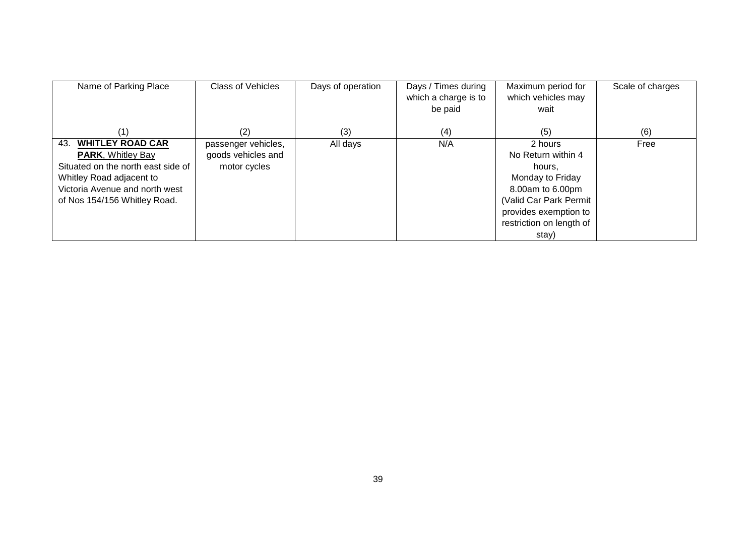| Name of Parking Place<br><br>(1) | Class of Vehicles<br><br>(2) | Days of operation<br><br>(3) | Days / Times during which a charge is to be paid<br>(4) | Maximum period for which vehicles may wait<br>(5) | Scale of charges<br><br>(6) |
|---|---|---|---|---|---|
| 43. **WHITLEY ROAD CAR PARK**, Whitley Bay<br>Situated on the north east side of Whitley Road adjacent to Victoria Avenue and north west of Nos 154/156 Whitley Road. | passenger vehicles, goods vehicles and motor cycles | All days | N/A | 2 hours<br>No Return within 4 hours,<br>Monday to Friday<br>8.00am to 6.00pm<br>(Valid Car Park Permit provides exemption to restriction on length of stay) | Free |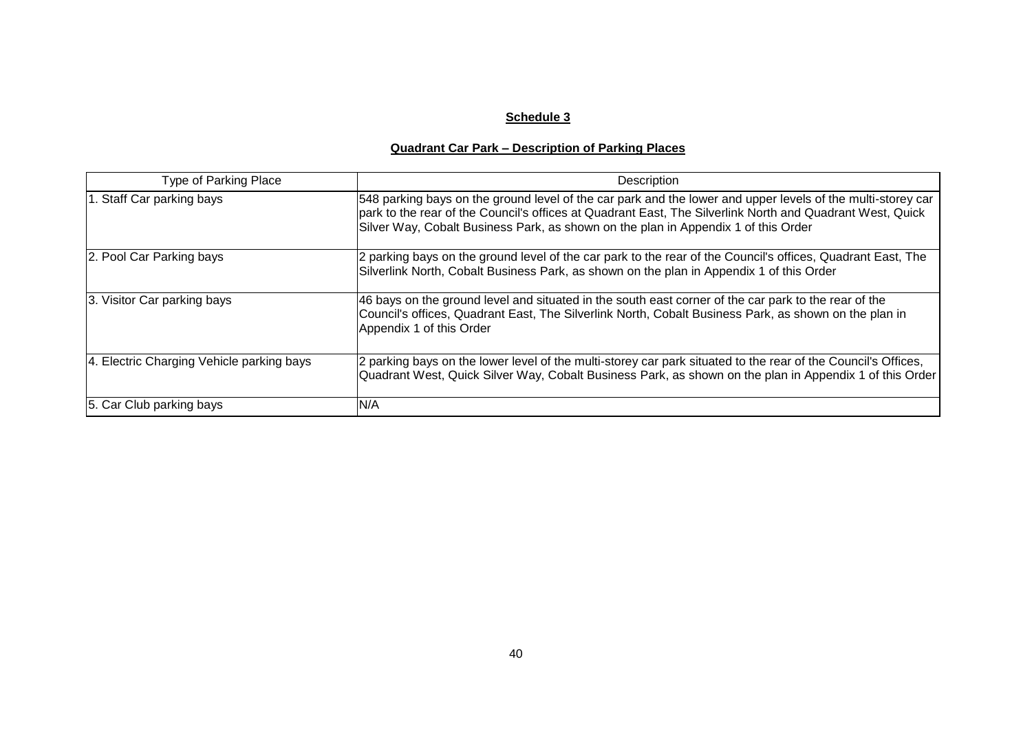**Schedule 3**

**Quadrant Car Park – Description of Parking Places**

| Type of Parking Place | Description |
|---|---|
| 1. Staff Car parking bays | 548 parking bays on the ground level of the car park and the lower and upper levels of the multi-storey car park to the rear of the Council's offices at Quadrant East, The Silverlink North and Quadrant West, Quick Silver Way, Cobalt Business Park, as shown on the plan in Appendix 1 of this Order |
| 2. Pool Car Parking bays | 2 parking bays on the ground level of the car park to the rear of the Council's offices, Quadrant East, The Silverlink North, Cobalt Business Park, as shown on the plan in Appendix 1 of this Order |
| 3. Visitor Car parking bays | 46 bays on the ground level and situated in the south east corner of the car park to the rear of the Council's offices, Quadrant East, The Silverlink North, Cobalt Business Park, as shown on the plan in Appendix 1 of this Order |
| 4. Electric Charging Vehicle parking bays | 2 parking bays on the lower level of the multi-storey car park situated to the rear of the Council's Offices, Quadrant West, Quick Silver Way, Cobalt Business Park, as shown on the plan in Appendix 1 of this Order |
| 5. Car Club parking bays | N/A |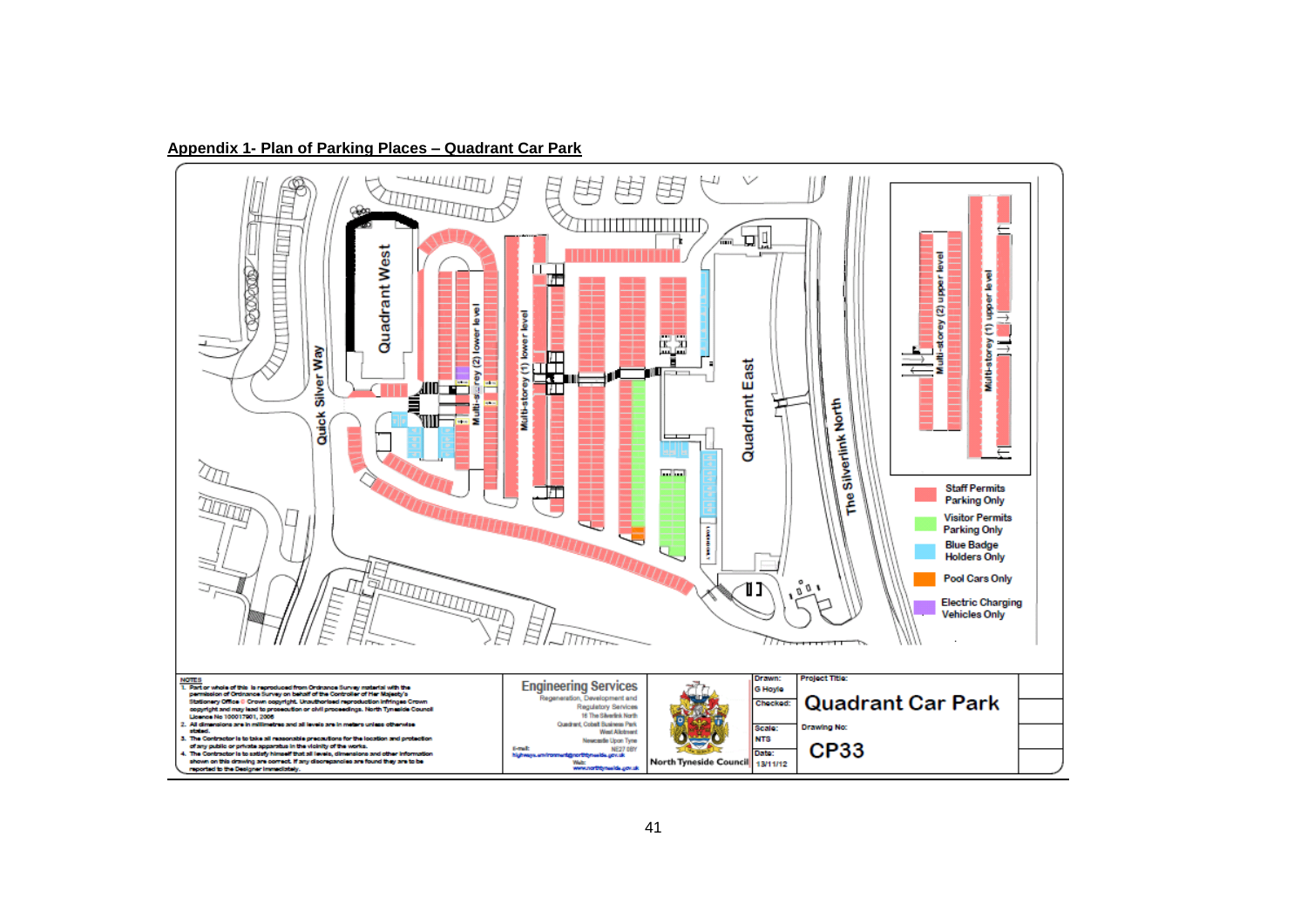**Appendix 1- Plan of Parking Places – Quadrant Car Park**

Quadrant West

Quick Silver Way

Multi-storey (2) lower level

Multi-storey (1) lower level

Quadrant East

The Silverlink North

Multi-storey (2) upper level

Multi-storey (1) upper level

Staff Permits Parking Only

Visitor Permits Parking Only

Blue Badge Holders Only

Pool Cars Only

Electric Charging Vehicles Only

NOTES

1. Part or whole of this is reproduced from Ordnance Survey material with the permission of Ordnance Survey on behalf of the Controller of Her Majesty's Stationery Office © Crown copyright. Unauthorised reproduction infringes Crown copyright and may lead to prosecution or civil proceedings. North Tyneside Council Licence No 100017901, 2008
2. All dimensions are in millimetres and all levels are in meters unless otherwise stated.
3. The Contractor is to take all reasonable precautions for the location and protection of any public or private apparatus in the vicinity of the works.
4. The Contractor is to satisfy himself that all levels, dimensions and other information shown on this drawing are correct. If any discrepancies are found they are to be reported to the Designer immediately.

**Engineering Services**
Regeneration, Development and Regulatory Services
16 The Silverlink North
Quadrant, Cobalt Business Park
West Allotment
Newcastle Upon Tyne
NE27 0BY
E-mail: highways.environment@northtyneside.gov.uk
Web: www.northtyneside.gov.uk

North Tyneside Council

| | | |
|---|---|---|
| Drawn: G Hoyle | Project Title: | Quadrant Car Park |
| Checked: | | |
| Scale: NTS | Drawing No: | CP33 |
| Date: 13/11/12 | | |